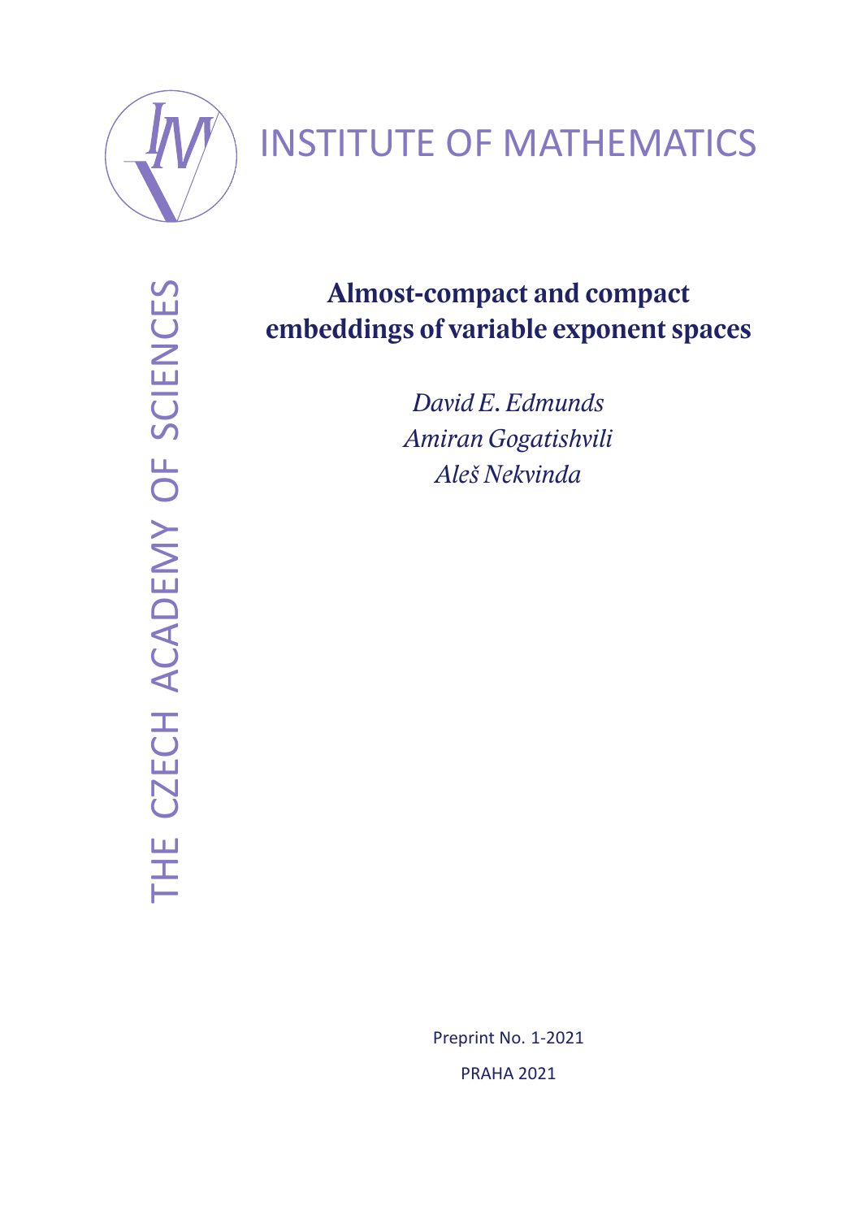INSTITUTE OF MATHEMATICS

THE CZECH ACADEMY OF SCIENCES

# Almost-compact and compact embeddings of variable exponent spaces

*David E. Edmunds*
*Amiran Gogatishvili*
*Aleš Nekvinda*

Preprint No. 1-2021

PRAHA 2021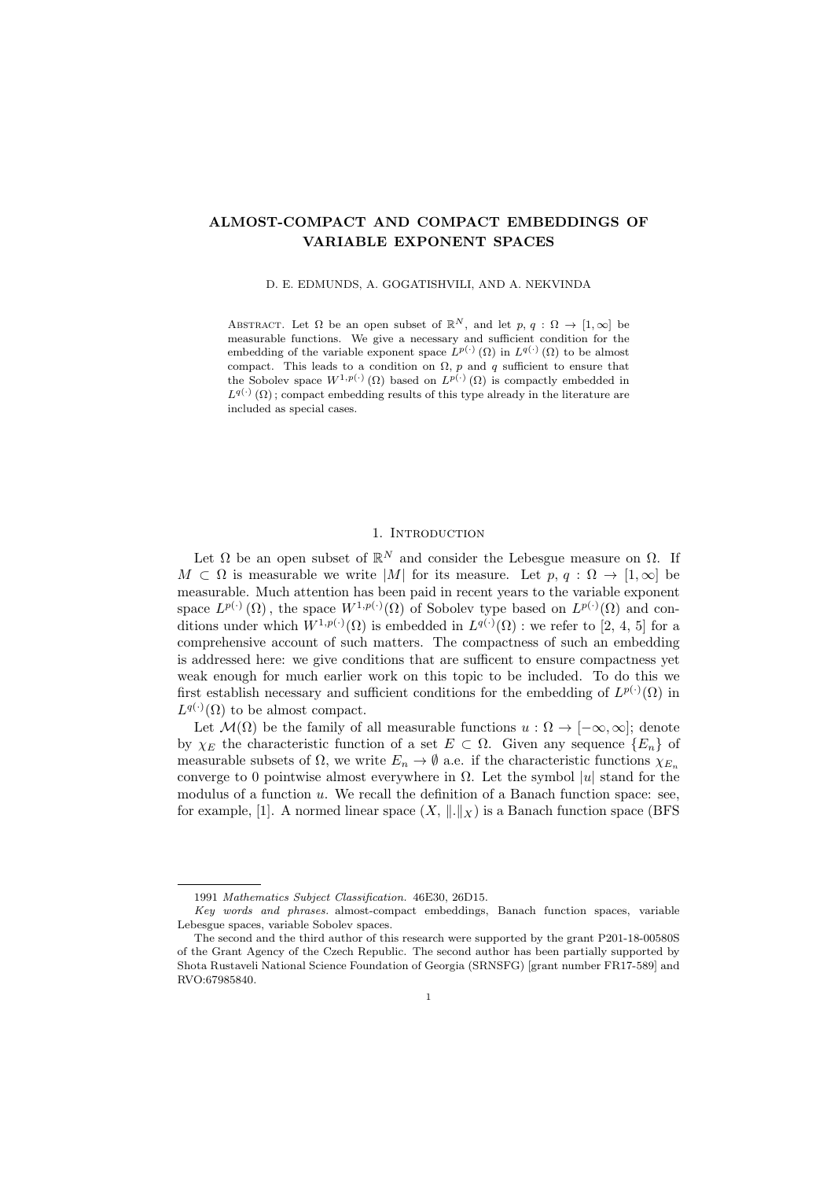# ALMOST-COMPACT AND COMPACT EMBEDDINGS OF VARIABLE EXPONENT SPACES

D. E. EDMUNDS, A. GOGATISHVILI, AND A. NEKVINDA

Abstract. Let $\Omega$ be an open subset of $\mathbb{R}^N$, and let $p, q : \Omega \to [1, \infty]$ be measurable functions. We give a necessary and sufficient condition for the embedding of the variable exponent space $L^{p(\cdot)}(\Omega)$ in $L^{q(\cdot)}(\Omega)$ to be almost compact. This leads to a condition on $\Omega$, $p$ and $q$ sufficient to ensure that the Sobolev space $W^{1,p(\cdot)}(\Omega)$ based on $L^{p(\cdot)}(\Omega)$ is compactly embedded in $L^{q(\cdot)}(\Omega)$; compact embedding results of this type already in the literature are included as special cases.

## 1. Introduction

Let $\Omega$ be an open subset of $\mathbb{R}^N$ and consider the Lebesgue measure on $\Omega$. If $M \subset \Omega$ is measurable we write $|M|$ for its measure. Let $p, q : \Omega \to [1, \infty]$ be measurable. Much attention has been paid in recent years to the variable exponent space $L^{p(\cdot)}(\Omega)$, the space $W^{1,p(\cdot)}(\Omega)$ of Sobolev type based on $L^{p(\cdot)}(\Omega)$ and conditions under which $W^{1,p(\cdot)}(\Omega)$ is embedded in $L^{q(\cdot)}(\Omega)$: we refer to [2, 4, 5] for a comprehensive account of such matters. The compactness of such an embedding is addressed here: we give conditions that are sufficent to ensure compactness yet weak enough for much earlier work on this topic to be included. To do this we first establish necessary and sufficient conditions for the embedding of $L^{p(\cdot)}(\Omega)$ in $L^{q(\cdot)}(\Omega)$ to be almost compact.

Let $\mathcal{M}(\Omega)$ be the family of all measurable functions $u : \Omega \to [-\infty, \infty]$; denote by $\chi_E$ the characteristic function of a set $E \subset \Omega$. Given any sequence $\{E_n\}$ of measurable subsets of $\Omega$, we write $E_n \to \emptyset$ a.e. if the characteristic functions $\chi_{E_n}$ converge to 0 pointwise almost everywhere in $\Omega$. Let the symbol $|u|$ stand for the modulus of a function $u$. We recall the definition of a Banach function space: see, for example, [1]. A normed linear space $(X, \|.\|_X)$ is a Banach function space (BFS

1991 *Mathematics Subject Classification.* 46E30, 26D15.

*Key words and phrases.* almost-compact embeddings, Banach function spaces, variable Lebesgue spaces, variable Sobolev spaces.

The second and the third author of this research were supported by the grant P201-18-00580S of the Grant Agency of the Czech Republic. The second author has been partially supported by Shota Rustaveli National Science Foundation of Georgia (SRNSFG) [grant number FR17-589] and RVO:67985840.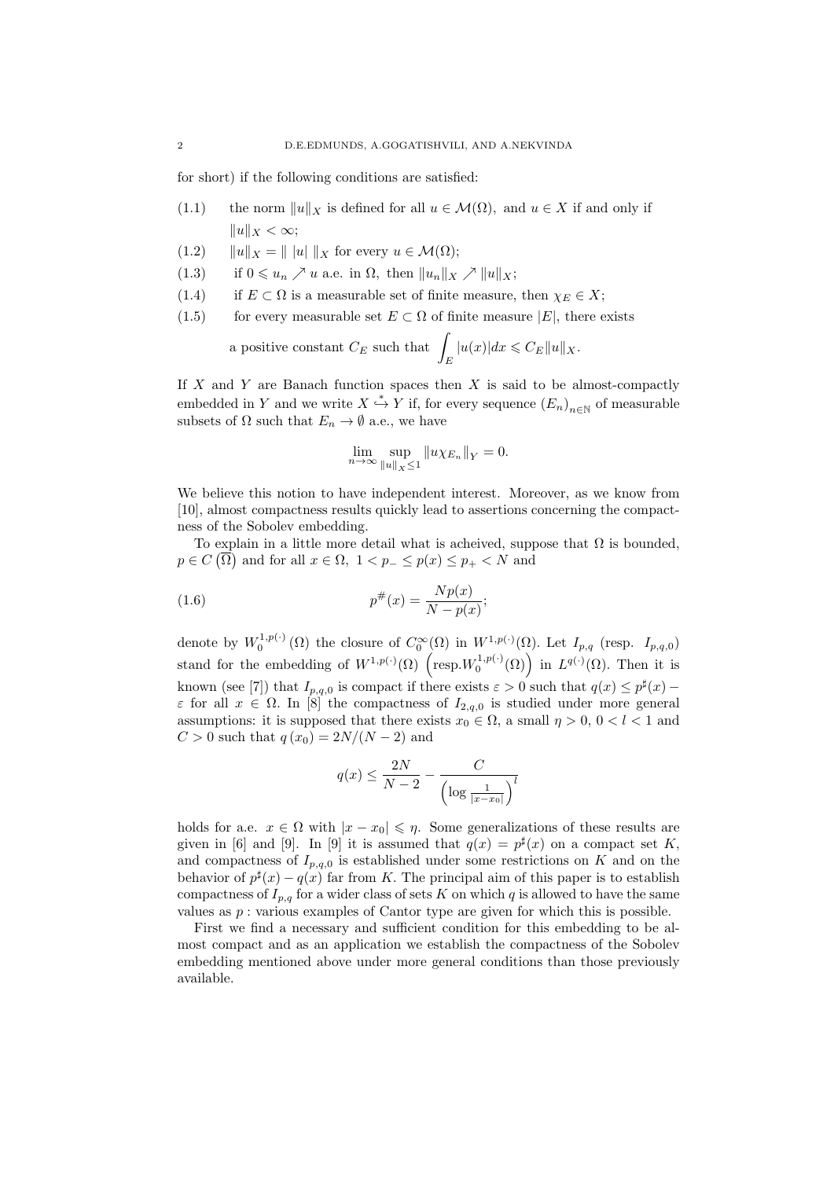for short) if the following conditions are satisfied:

(1.1) the norm $\|u\|_X$ is defined for all $u \in \mathcal{M}(\Omega)$, and $u \in X$ if and only if $\|u\|_X < \infty$;

(1.2) $\|u\|_X = \| \, |u| \, \|_X$ for every $u \in \mathcal{M}(\Omega)$;

(1.3) if $0 \leqslant u_n \nearrow u$ a.e. in $\Omega$, then $\|u_n\|_X \nearrow \|u\|_X$;

(1.4) if $E \subset \Omega$ is a measurable set of finite measure, then $\chi_E \in X$;

(1.5) for every measurable set $E \subset \Omega$ of finite measure $|E|$, there exists a positive constant $C_E$ such that $\displaystyle\int_E |u(x)|dx \leqslant C_E \|u\|_X$.

If $X$ and $Y$ are Banach function spaces then $X$ is said to be almost-compactly embedded in $Y$ and we write $X \overset{*}{\hookrightarrow} Y$ if, for every sequence $(E_n)_{n\in\mathbb{N}}$ of measurable subsets of $\Omega$ such that $E_n \to \emptyset$ a.e., we have

$$\lim_{n\to\infty} \sup_{\|u\|_X \leq 1} \|u\chi_{E_n}\|_Y = 0.$$

We believe this notion to have independent interest. Moreover, as we know from [10], almost compactness results quickly lead to assertions concerning the compactness of the Sobolev embedding.

To explain in a little more detail what is acheived, suppose that $\Omega$ is bounded, $p \in C\left(\overline{\Omega}\right)$ and for all $x \in \Omega$, $1 < p_- \leq p(x) \leq p_+ < N$ and

$$p^{\#}(x) = \frac{Np(x)}{N - p(x)}; \tag{1.6}$$

denote by $W_0^{1,p(\cdot)}(\Omega)$ the closure of $C_0^\infty(\Omega)$ in $W^{1,p(\cdot)}(\Omega)$. Let $I_{p,q}$ (resp. $I_{p,q,0}$) stand for the embedding of $W^{1,p(\cdot)}(\Omega)$ $\left(\text{resp.} W_0^{1,p(\cdot)}(\Omega)\right)$ in $L^{q(\cdot)}(\Omega)$. Then it is known (see [7]) that $I_{p,q,0}$ is compact if there exists $\varepsilon > 0$ such that $q(x) \leq p^\sharp(x) - \varepsilon$ for all $x \in \Omega$. In [8] the compactness of $I_{2,q,0}$ is studied under more general assumptions: it is supposed that there exists $x_0 \in \Omega$, a small $\eta > 0$, $0 < l < 1$ and $C > 0$ such that $q(x_0) = 2N/(N-2)$ and

$$q(x) \leq \frac{2N}{N-2} - \frac{C}{\left(\log \frac{1}{|x - x_0|}\right)^l}$$

holds for a.e. $x \in \Omega$ with $|x - x_0| \leqslant \eta$. Some generalizations of these results are given in [6] and [9]. In [9] it is assumed that $q(x) = p^\sharp(x)$ on a compact set $K$, and compactness of $I_{p,q,0}$ is established under some restrictions on $K$ and on the behavior of $p^\sharp(x) - q(x)$ far from $K$. The principal aim of this paper is to establish compactness of $I_{p,q}$ for a wider class of sets $K$ on which $q$ is allowed to have the same values as $p$ : various examples of Cantor type are given for which this is possible.

First we find a necessary and sufficient condition for this embedding to be almost compact and as an application we establish the compactness of the Sobolev embedding mentioned above under more general conditions than those previously available.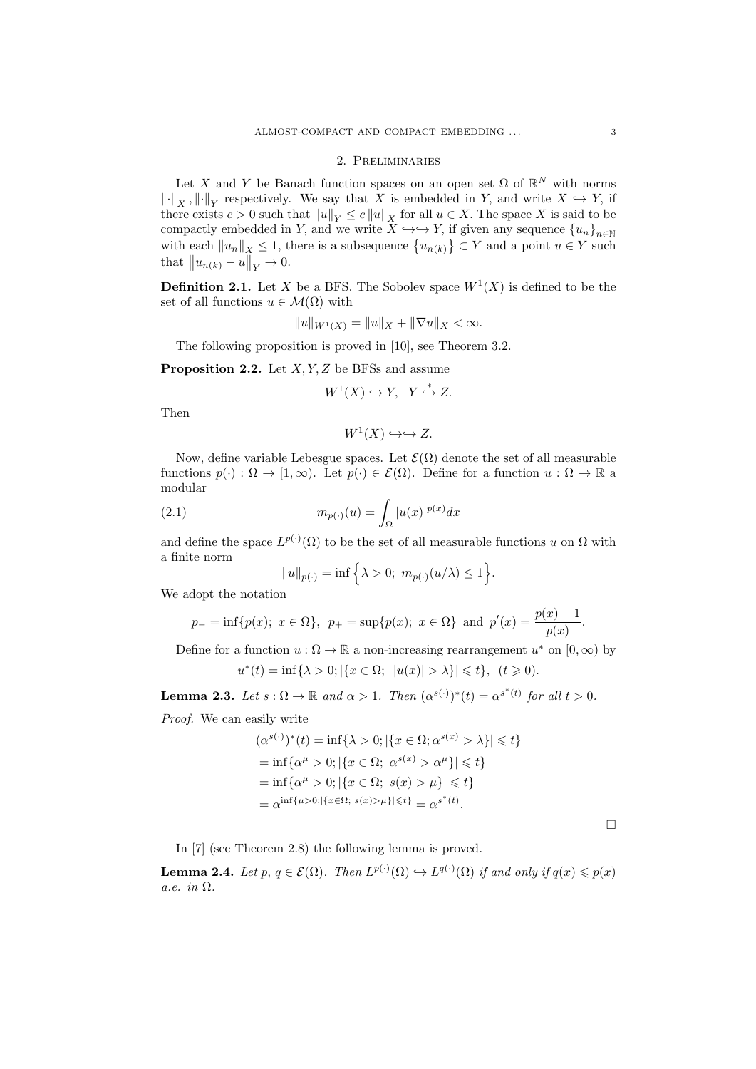## 2. Preliminaries

Let $X$ and $Y$ be Banach function spaces on an open set $\Omega$ of $\mathbb{R}^N$ with norms $\|\cdot\|_X, \|\cdot\|_Y$ respectively. We say that $X$ is embedded in $Y$, and write $X \hookrightarrow Y$, if there exists $c > 0$ such that $\|u\|_Y \le c\,\|u\|_X$ for all $u \in X$. The space $X$ is said to be compactly embedded in $Y$, and we write $X \hookrightarrow\hookrightarrow Y$, if given any sequence $\{u_n\}_{n\in\mathbb{N}}$ with each $\|u_n\|_X \le 1$, there is a subsequence $\{u_{n(k)}\} \subset Y$ and a point $u \in Y$ such that $\|u_{n(k)} - u\|_Y \to 0$.

**Definition 2.1.** Let $X$ be a BFS. The Sobolev space $W^1(X)$ is defined to be the set of all functions $u \in \mathcal{M}(\Omega)$ with

$$\|u\|_{W^1(X)} = \|u\|_X + \|\nabla u\|_X < \infty.$$

The following proposition is proved in [10], see Theorem 3.2.

**Proposition 2.2.** Let $X, Y, Z$ be BFSs and assume

$$W^1(X) \hookrightarrow Y, \quad Y \overset{*}{\hookrightarrow} Z.$$

Then

$$W^1(X) \hookrightarrow\hookrightarrow Z.$$

Now, define variable Lebesgue spaces. Let $\mathcal{E}(\Omega)$ denote the set of all measurable functions $p(\cdot) : \Omega \to [1, \infty)$. Let $p(\cdot) \in \mathcal{E}(\Omega)$. Define for a function $u : \Omega \to \mathbb{R}$ a modular

$$m_{p(\cdot)}(u) = \int_\Omega |u(x)|^{p(x)} dx \tag{2.1}$$

and define the space $L^{p(\cdot)}(\Omega)$ to be the set of all measurable functions $u$ on $\Omega$ with a finite norm

$$\|u\|_{p(\cdot)} = \inf\Big\{\lambda > 0;\ m_{p(\cdot)}(u/\lambda) \le 1\Big\}.$$

We adopt the notation

$$p_- = \inf\{p(x);\ x \in \Omega\},\ \ p_+ = \sup\{p(x);\ x \in \Omega\}\ \text{ and }\ p'(x) = \frac{p(x)-1}{p(x)}.$$

Define for a function $u : \Omega \to \mathbb{R}$ a non-increasing rearrangement $u^*$ on $[0, \infty)$ by

$$u^*(t) = \inf\{\lambda > 0; |\{x \in \Omega;\ \ |u(x)| > \lambda\}| \leqslant t\},\ \ (t \geqslant 0).$$

**Lemma 2.3.** *Let $s : \Omega \to \mathbb{R}$ and $\alpha > 1$. Then $(\alpha^{s(\cdot)})^*(t) = \alpha^{s^*(t)}$ for all $t > 0$.*

*Proof.* We can easily write

$$\begin{aligned}
(\alpha^{s(\cdot)})^*(t) &= \inf\{\lambda > 0; |\{x \in \Omega; \alpha^{s(x)} > \lambda\}| \leqslant t\}\\
&= \inf\{\alpha^\mu > 0; |\{x \in \Omega;\ \alpha^{s(x)} > \alpha^\mu\}| \leqslant t\}\\
&= \inf\{\alpha^\mu > 0; |\{x \in \Omega;\ s(x) > \mu\}| \leqslant t\}\\
&= \alpha^{\inf\{\mu>0; |\{x\in\Omega;\ s(x)>\mu\}|\leqslant t\}} = \alpha^{s^*(t)}.
\end{aligned}$$

$\square$

In [7] (see Theorem 2.8) the following lemma is proved.

**Lemma 2.4.** *Let $p, q \in \mathcal{E}(\Omega)$. Then $L^{p(\cdot)}(\Omega) \hookrightarrow L^{q(\cdot)}(\Omega)$ if and only if $q(x) \leqslant p(x)$ a.e. in $\Omega$.*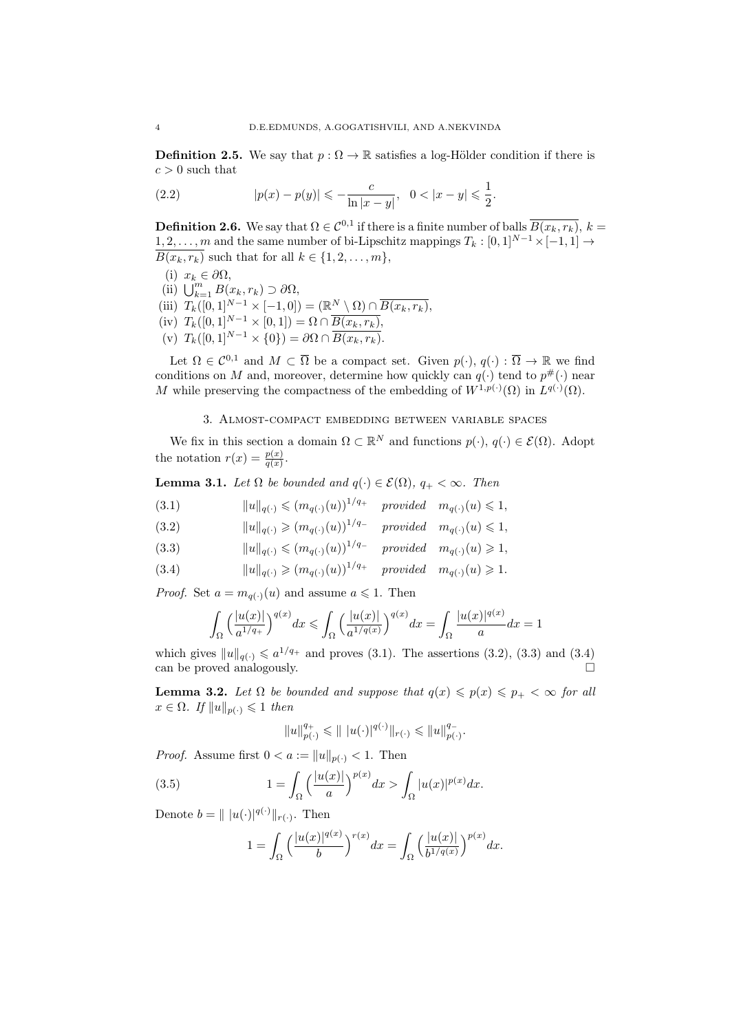**Definition 2.5.** We say that $p : \Omega \to \mathbb{R}$ satisfies a log-Hölder condition if there is $c > 0$ such that

$$|p(x) - p(y)| \leqslant -\frac{c}{\ln |x-y|}, \quad 0 < |x-y| \leqslant \frac{1}{2}. \tag{2.2}$$

**Definition 2.6.** We say that $\Omega \in \mathcal{C}^{0,1}$ if there is a finite number of balls $\overline{B(x_k, r_k)}$, $k = 1, 2, \ldots, m$ and the same number of bi-Lipschitz mappings $T_k : [0,1]^{N-1} \times [-1,1] \to \overline{B(x_k, r_k)}$ such that for all $k \in \{1, 2, \ldots, m\}$,

(i) $x_k \in \partial\Omega$,
(ii) $\bigcup_{k=1}^m B(x_k, r_k) \supset \partial\Omega$,
(iii) $T_k([0,1]^{N-1} \times [-1,0]) = (\mathbb{R}^N \setminus \Omega) \cap \overline{B(x_k, r_k)}$,
(iv) $T_k([0,1]^{N-1} \times [0,1]) = \Omega \cap \overline{B(x_k, r_k)}$,
(v) $T_k([0,1]^{N-1} \times \{0\}) = \partial\Omega \cap \overline{B(x_k, r_k)}$.

Let $\Omega \in \mathcal{C}^{0,1}$ and $M \subset \overline{\Omega}$ be a compact set. Given $p(\cdot), q(\cdot) : \overline{\Omega} \to \mathbb{R}$ we find conditions on $M$ and, moreover, determine how quickly can $q(\cdot)$ tend to $p^{\#}(\cdot)$ near $M$ while preserving the compactness of the embedding of $W^{1,p(\cdot)}(\Omega)$ in $L^{q(\cdot)}(\Omega)$.

## 3. Almost-compact embedding between variable spaces

We fix in this section a domain $\Omega \subset \mathbb{R}^N$ and functions $p(\cdot), q(\cdot) \in \mathcal{E}(\Omega)$. Adopt the notation $r(x) = \frac{p(x)}{q(x)}$.

**Lemma 3.1.** *Let $\Omega$ be bounded and $q(\cdot) \in \mathcal{E}(\Omega)$, $q_+ < \infty$. Then*

$$\|u\|_{q(\cdot)} \leqslant (m_{q(\cdot)}(u))^{1/q_+} \quad \textit{provided} \quad m_{q(\cdot)}(u) \leqslant 1, \tag{3.1}$$

$$\|u\|_{q(\cdot)} \geqslant (m_{q(\cdot)}(u))^{1/q_-} \quad \textit{provided} \quad m_{q(\cdot)}(u) \leqslant 1, \tag{3.2}$$

$$\|u\|_{q(\cdot)} \leqslant (m_{q(\cdot)}(u))^{1/q_-} \quad \textit{provided} \quad m_{q(\cdot)}(u) \geqslant 1, \tag{3.3}$$

$$\|u\|_{q(\cdot)} \geqslant (m_{q(\cdot)}(u))^{1/q_+} \quad \textit{provided} \quad m_{q(\cdot)}(u) \geqslant 1. \tag{3.4}$$

*Proof.* Set $a = m_{q(\cdot)}(u)$ and assume $a \leqslant 1$. Then

$$\int_\Omega \Big(\frac{|u(x)|}{a^{1/q_+}}\Big)^{q(x)} dx \leqslant \int_\Omega \Big(\frac{|u(x)|}{a^{1/q(x)}}\Big)^{q(x)} dx = \int_\Omega \frac{|u(x)|^{q(x)}}{a} dx = 1$$

which gives $\|u\|_{q(\cdot)} \leqslant a^{1/q_+}$ and proves (3.1). The assertions (3.2), (3.3) and (3.4) can be proved analogously. $\square$

**Lemma 3.2.** *Let $\Omega$ be bounded and suppose that $q(x) \leqslant p(x) \leqslant p_+ < \infty$ for all $x \in \Omega$. If $\|u\|_{p(\cdot)} \leqslant 1$ then*

$$\|u\|_{p(\cdot)}^{q_+} \leqslant \| \, |u(\cdot)|^{q(\cdot)} \|_{r(\cdot)} \leqslant \|u\|_{p(\cdot)}^{q_-}.$$

*Proof.* Assume first $0 < a := \|u\|_{p(\cdot)} < 1$. Then

$$1 = \int_\Omega \Big(\frac{|u(x)|}{a}\Big)^{p(x)} dx > \int_\Omega |u(x)|^{p(x)} dx. \tag{3.5}$$

Denote $b = \| \, |u(\cdot)|^{q(\cdot)} \|_{r(\cdot)}$. Then

$$1 = \int_\Omega \Big(\frac{|u(x)|^{q(x)}}{b}\Big)^{r(x)} dx = \int_\Omega \Big(\frac{|u(x)|}{b^{1/q(x)}}\Big)^{p(x)} dx.$$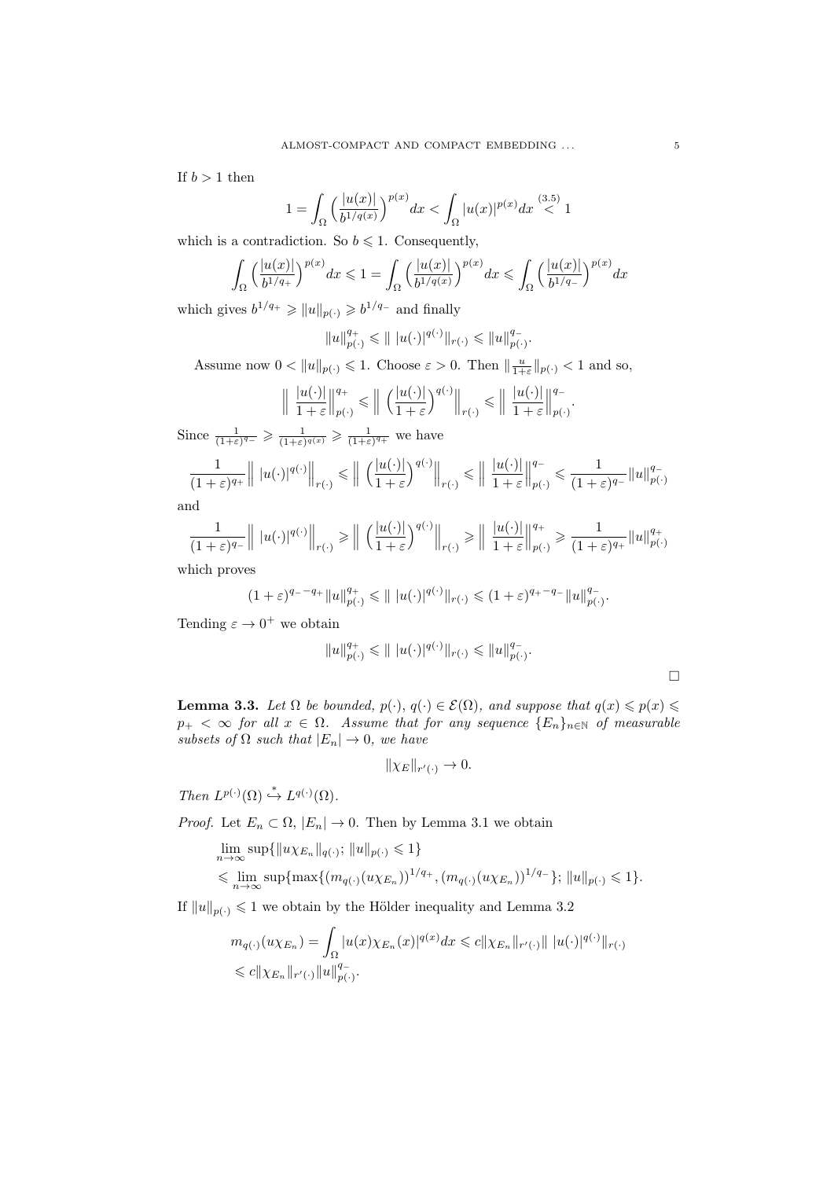If $b > 1$ then

$$1 = \int_\Omega \Big(\frac{|u(x)|}{b^{1/q(x)}}\Big)^{p(x)} dx < \int_\Omega |u(x)|^{p(x)} dx \overset{(3.5)}{<} 1$$

which is a contradiction. So $b \leqslant 1$. Consequently,

$$\int_\Omega \Big(\frac{|u(x)|}{b^{1/q_+}}\Big)^{p(x)} dx \leqslant 1 = \int_\Omega \Big(\frac{|u(x)|}{b^{1/q(x)}}\Big)^{p(x)} dx \leqslant \int_\Omega \Big(\frac{|u(x)|}{b^{1/q_-}}\Big)^{p(x)} dx$$

which gives $b^{1/q_+} \geqslant \|u\|_{p(\cdot)} \geqslant b^{1/q_-}$ and finally

$$\|u\|_{p(\cdot)}^{q_+} \leqslant \| \, |u(\cdot)|^{q(\cdot)}\|_{r(\cdot)} \leqslant \|u\|_{p(\cdot)}^{q_-}.$$

Assume now $0 < \|u\|_{p(\cdot)} \leqslant 1$. Choose $\varepsilon > 0$. Then $\|\frac{u}{1+\varepsilon}\|_{p(\cdot)} < 1$ and so,

$$\Big\| \, \frac{|u(\cdot)|}{1+\varepsilon}\Big\|_{p(\cdot)}^{q_+} \leqslant \Big\| \, \Big(\frac{|u(\cdot)|}{1+\varepsilon}\Big)^{q(\cdot)}\Big\|_{r(\cdot)} \leqslant \Big\| \, \frac{|u(\cdot)|}{1+\varepsilon}\Big\|_{p(\cdot)}^{q_-}.$$

Since $\frac{1}{(1+\varepsilon)^{q_-}} \geqslant \frac{1}{(1+\varepsilon)^{q(x)}} \geqslant \frac{1}{(1+\varepsilon)^{q_+}}$ we have

$$\frac{1}{(1+\varepsilon)^{q_+}}\Big\| \, |u(\cdot)|^{q(\cdot)}\Big\|_{r(\cdot)} \leqslant \Big\| \, \Big(\frac{|u(\cdot)|}{1+\varepsilon}\Big)^{q(\cdot)}\Big\|_{r(\cdot)} \leqslant \Big\| \, \frac{|u(\cdot)|}{1+\varepsilon}\Big\|_{p(\cdot)}^{q_-} \leqslant \frac{1}{(1+\varepsilon)^{q_-}}\|u\|_{p(\cdot)}^{q_-}$$

and

$$\frac{1}{(1+\varepsilon)^{q_-}}\Big\| \, |u(\cdot)|^{q(\cdot)}\Big\|_{r(\cdot)} \geqslant \Big\| \, \Big(\frac{|u(\cdot)|}{1+\varepsilon}\Big)^{q(\cdot)}\Big\|_{r(\cdot)} \geqslant \Big\| \, \frac{|u(\cdot)|}{1+\varepsilon}\Big\|_{p(\cdot)}^{q_+} \geqslant \frac{1}{(1+\varepsilon)^{q_+}}\|u\|_{p(\cdot)}^{q_+}$$

which proves

$$(1+\varepsilon)^{q_- - q_+}\|u\|_{p(\cdot)}^{q_+} \leqslant \| \, |u(\cdot)|^{q(\cdot)}\|_{r(\cdot)} \leqslant (1+\varepsilon)^{q_+ - q_-}\|u\|_{p(\cdot)}^{q_-}.$$

Tending $\varepsilon \to 0^+$ we obtain

$$\|u\|_{p(\cdot)}^{q_+} \leqslant \| \, |u(\cdot)|^{q(\cdot)}\|_{r(\cdot)} \leqslant \|u\|_{p(\cdot)}^{q_-}.$$

$\square$

**Lemma 3.3.** *Let $\Omega$ be bounded, $p(\cdot)$, $q(\cdot) \in \mathcal{E}(\Omega)$, and suppose that $q(x) \leqslant p(x) \leqslant p_+ < \infty$ for all $x \in \Omega$. Assume that for any sequence $\{E_n\}_{n\in\mathbb{N}}$ of measurable subsets of $\Omega$ such that $|E_n| \to 0$, we have*

$$\|\chi_E\|_{r'(\cdot)} \to 0.$$

*Then $L^{p(\cdot)}(\Omega) \overset{*}{\hookrightarrow} L^{q(\cdot)}(\Omega)$.*

*Proof.* Let $E_n \subset \Omega$, $|E_n| \to 0$. Then by Lemma 3.1 we obtain

$$\begin{aligned}
&\lim_{n\to\infty} \sup\{\|u\chi_{E_n}\|_{q(\cdot)};\ \|u\|_{p(\cdot)} \leqslant 1\} \\
&\leqslant \lim_{n\to\infty} \sup\{\max\{(m_{q(\cdot)}(u\chi_{E_n}))^{1/q_+}, (m_{q(\cdot)}(u\chi_{E_n}))^{1/q_-}\};\ \|u\|_{p(\cdot)} \leqslant 1\}.
\end{aligned}$$

If $\|u\|_{p(\cdot)} \leqslant 1$ we obtain by the Hölder inequality and Lemma 3.2

$$\begin{aligned}
m_{q(\cdot)}(u\chi_{E_n}) &= \int_\Omega |u(x)\chi_{E_n}(x)|^{q(x)} dx \leqslant c\|\chi_{E_n}\|_{r'(\cdot)}\| \, |u(\cdot)|^{q(\cdot)}\|_{r(\cdot)} \\
&\leqslant c\|\chi_{E_n}\|_{r'(\cdot)}\|u\|_{p(\cdot)}^{q_-}.
\end{aligned}$$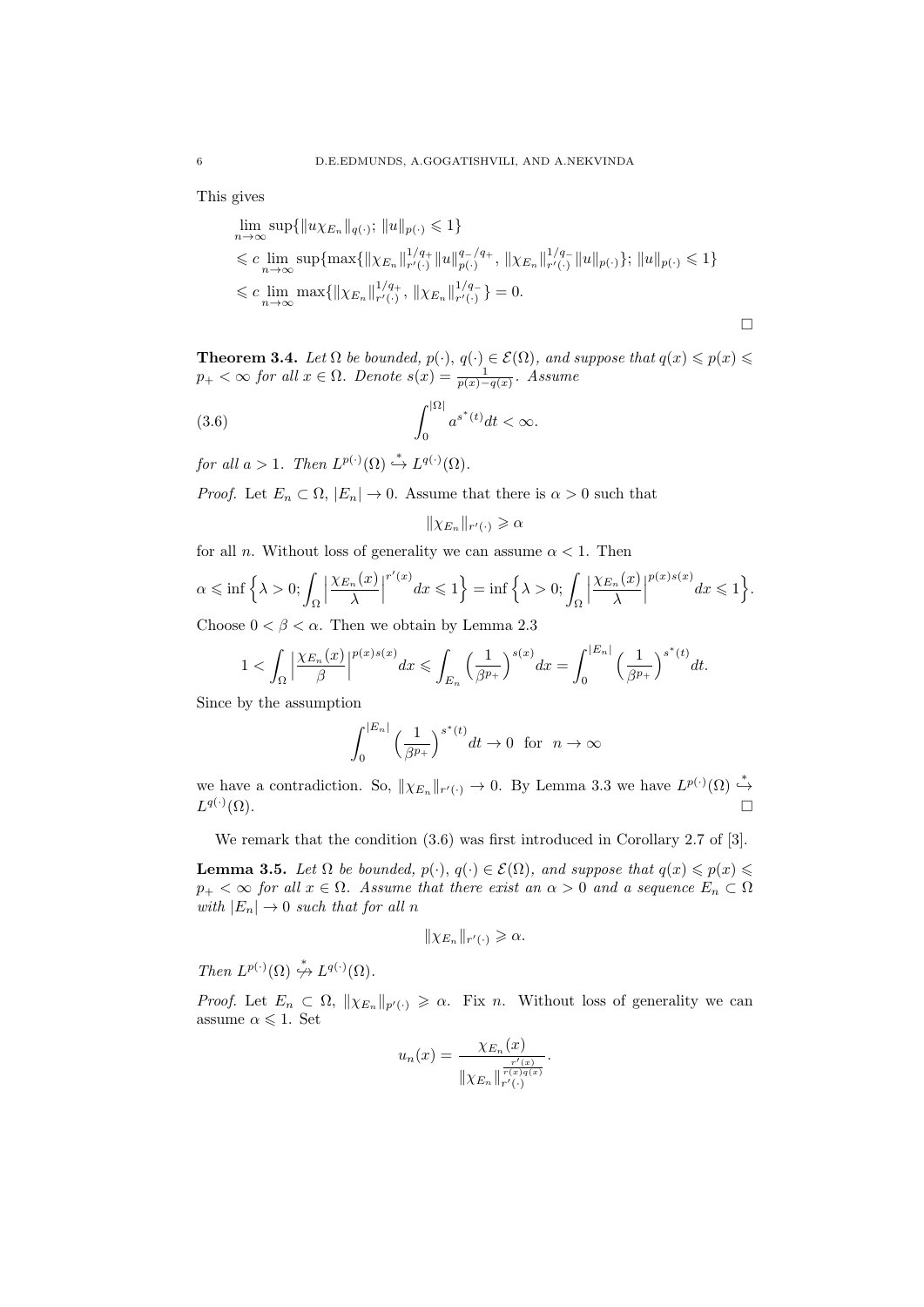This gives

$$
\begin{aligned}
&\lim_{n\to\infty} \sup\{\|u\chi_{E_n}\|_{q(\cdot)};\ \|u\|_{p(\cdot)} \leqslant 1\} \\
&\leqslant c \lim_{n\to\infty} \sup\{\max\{\|\chi_{E_n}\|_{r'(\cdot)}^{1/q_+}\|u\|_{p(\cdot)}^{q_-/q_+},\ \|\chi_{E_n}\|_{r'(\cdot)}^{1/q_-}\|u\|_{p(\cdot)}\};\ \|u\|_{p(\cdot)} \leqslant 1\} \\
&\leqslant c \lim_{n\to\infty} \max\{\|\chi_{E_n}\|_{r'(\cdot)}^{1/q_+},\ \|\chi_{E_n}\|_{r'(\cdot)}^{1/q_-}\} = 0.
\end{aligned}
$$

$\square$

**Theorem 3.4.** *Let $\Omega$ be bounded, $p(\cdot)$, $q(\cdot) \in \mathcal{E}(\Omega)$, and suppose that $q(x) \leqslant p(x) \leqslant p_+ < \infty$ for all $x \in \Omega$. Denote $s(x) = \frac{1}{p(x)-q(x)}$. Assume*

$$
\int_0^{|\Omega|} a^{s^*(t)} dt < \infty. \tag{3.6}
$$

*for all $a > 1$. Then $L^{p(\cdot)}(\Omega) \overset{*}{\hookrightarrow} L^{q(\cdot)}(\Omega)$.*

*Proof.* Let $E_n \subset \Omega$, $|E_n| \to 0$. Assume that there is $\alpha > 0$ such that

$$
\|\chi_{E_n}\|_{r'(\cdot)} \geqslant \alpha
$$

for all $n$. Without loss of generality we can assume $\alpha < 1$. Then

$$
\alpha \leqslant \inf\Big\{\lambda > 0; \int_\Omega \Big|\frac{\chi_{E_n}(x)}{\lambda}\Big|^{r'(x)} dx \leqslant 1\Big\} = \inf\Big\{\lambda > 0; \int_\Omega \Big|\frac{\chi_{E_n}(x)}{\lambda}\Big|^{p(x)s(x)} dx \leqslant 1\Big\}.
$$

Choose $0 < \beta < \alpha$. Then we obtain by Lemma 2.3

$$
1 < \int_\Omega \Big|\frac{\chi_{E_n}(x)}{\beta}\Big|^{p(x)s(x)} dx \leqslant \int_{E_n} \Big(\frac{1}{\beta^{p_+}}\Big)^{s(x)} dx = \int_0^{|E_n|} \Big(\frac{1}{\beta^{p_+}}\Big)^{s^*(t)} dt.
$$

Since by the assumption

$$
\int_0^{|E_n|} \Big(\frac{1}{\beta^{p_+}}\Big)^{s^*(t)} dt \to 0 \ \text{ for } \ n \to \infty
$$

we have a contradiction. So, $\|\chi_{E_n}\|_{r'(\cdot)} \to 0$. By Lemma 3.3 we have $L^{p(\cdot)}(\Omega) \overset{*}{\hookrightarrow} L^{q(\cdot)}(\Omega)$. $\square$

We remark that the condition (3.6) was first introduced in Corollary 2.7 of [3].

**Lemma 3.5.** *Let $\Omega$ be bounded, $p(\cdot)$, $q(\cdot) \in \mathcal{E}(\Omega)$, and suppose that $q(x) \leqslant p(x) \leqslant p_+ < \infty$ for all $x \in \Omega$. Assume that there exist an $\alpha > 0$ and a sequence $E_n \subset \Omega$ with $|E_n| \to 0$ such that for all $n$*

$$
\|\chi_{E_n}\|_{r'(\cdot)} \geqslant \alpha.
$$

*Then $L^{p(\cdot)}(\Omega) \overset{*}{\not\hookrightarrow} L^{q(\cdot)}(\Omega)$.*

*Proof.* Let $E_n \subset \Omega$, $\|\chi_{E_n}\|_{p'(\cdot)} \geqslant \alpha$. Fix $n$. Without loss of generality we can assume $\alpha \leqslant 1$. Set

$$
u_n(x) = \frac{\chi_{E_n}(x)}{\|\chi_{E_n}\|_{r'(\cdot)}^{\frac{r'(x)}{r(x)q(x)}}}.
$$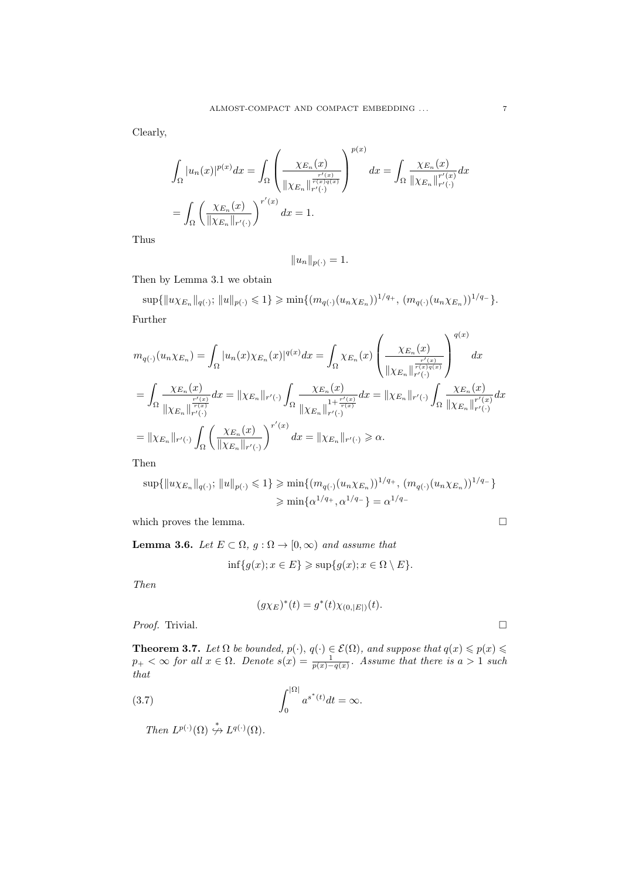Clearly,

$$\int_\Omega |u_n(x)|^{p(x)}dx = \int_\Omega \left( \frac{\chi_{E_n}(x)}{\|\chi_{E_n}\|_{r'(\cdot)}^{\frac{r'(x)}{r(x)q(x)}}} \right)^{p(x)} dx = \int_\Omega \frac{\chi_{E_n}(x)}{\|\chi_{E_n}\|_{r'(\cdot)}^{r'(x)}} dx$$

$$= \int_\Omega \left( \frac{\chi_{E_n}(x)}{\|\chi_{E_n}\|_{r'(\cdot)}} \right)^{r'(x)} dx = 1.$$

Thus

$$\|u_n\|_{p(\cdot)} = 1.$$

Then by Lemma 3.1 we obtain

$$\sup\{\|u\chi_{E_n}\|_{q(\cdot)};\, \|u\|_{p(\cdot)} \leqslant 1\} \geqslant \min\{(m_{q(\cdot)}(u_n\chi_{E_n}))^{1/q_+},\, (m_{q(\cdot)}(u_n\chi_{E_n}))^{1/q_-}\}.$$

Further

$$m_{q(\cdot)}(u_n\chi_{E_n}) = \int_\Omega |u_n(x)\chi_{E_n}(x)|^{q(x)}dx = \int_\Omega \chi_{E_n}(x) \left( \frac{\chi_{E_n}(x)}{\|\chi_{E_n}\|_{r'(\cdot)}^{\frac{r'(x)}{r(x)q(x)}}} \right)^{q(x)} dx$$

$$= \int_\Omega \frac{\chi_{E_n}(x)}{\|\chi_{E_n}\|_{r'(\cdot)}^{\frac{r'(x)}{r(x)}}} dx = \|\chi_{E_n}\|_{r'(\cdot)} \int_\Omega \frac{\chi_{E_n}(x)}{\|\chi_{E_n}\|_{r'(\cdot)}^{1+\frac{r'(x)}{r(x)}}} dx = \|\chi_{E_n}\|_{r'(\cdot)} \int_\Omega \frac{\chi_{E_n}(x)}{\|\chi_{E_n}\|_{r'(\cdot)}^{r'(x)}} dx$$

$$= \|\chi_{E_n}\|_{r'(\cdot)} \int_\Omega \left( \frac{\chi_{E_n}(x)}{\|\chi_{E_n}\|_{r'(\cdot)}} \right)^{r'(x)} dx = \|\chi_{E_n}\|_{r'(\cdot)} \geqslant \alpha.$$

Then

$$\begin{aligned} \sup\{\|u\chi_{E_n}\|_{q(\cdot)};\, \|u\|_{p(\cdot)} \leqslant 1\} &\geqslant \min\{(m_{q(\cdot)}(u_n\chi_{E_n}))^{1/q_+},\, (m_{q(\cdot)}(u_n\chi_{E_n}))^{1/q_-}\} \\ &\geqslant \min\{\alpha^{1/q_+}, \alpha^{1/q_-}\} = \alpha^{1/q_-} \end{aligned}$$

which proves the lemma. □

**Lemma 3.6.** *Let $E \subset \Omega$, $g : \Omega \to [0, \infty)$ and assume that*

$$\inf\{g(x); x \in E\} \geqslant \sup\{g(x); x \in \Omega \setminus E\}.$$

*Then*

$$(g\chi_E)^*(t) = g^*(t)\chi_{(0,|E|)}(t).$$

*Proof.* Trivial. □

**Theorem 3.7.** *Let $\Omega$ be bounded, $p(\cdot),\, q(\cdot) \in \mathcal{E}(\Omega)$, and suppose that $q(x) \leqslant p(x) \leqslant p_+ < \infty$ for all $x \in \Omega$. Denote $s(x) = \frac{1}{p(x)-q(x)}$. Assume that there is $a > 1$ such that*

$$\int_0^{|\Omega|} a^{s^*(t)}dt = \infty. \tag{3.7}$$

*Then $L^{p(\cdot)}(\Omega) \overset{*}{\not\hookrightarrow} L^{q(\cdot)}(\Omega)$.*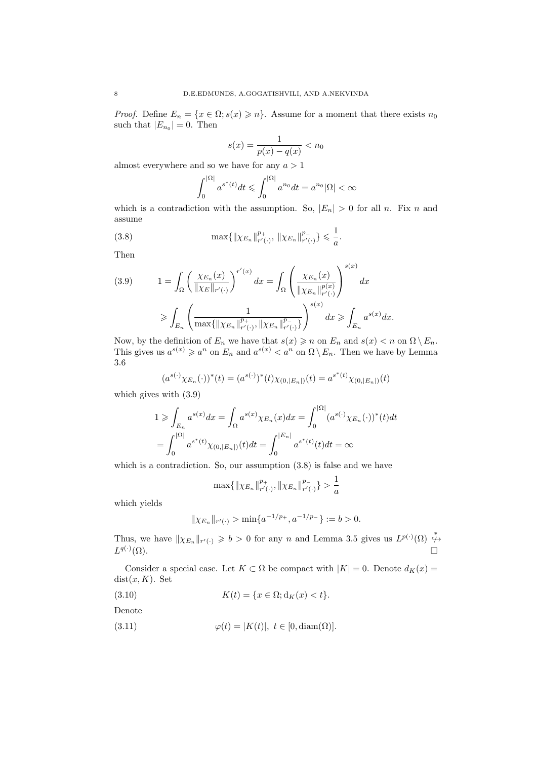*Proof.* Define $E_n = \{x \in \Omega; s(x) \geqslant n\}$. Assume for a moment that there exists $n_0$ such that $|E_{n_0}| = 0$. Then

$$s(x) = \frac{1}{p(x) - q(x)} < n_0$$

almost everywhere and so we have for any $a > 1$

$$\int_0^{|\Omega|} a^{s^*(t)} dt \leqslant \int_0^{|\Omega|} a^{n_0} dt = a^{n_0} |\Omega| < \infty$$

which is a contradiction with the assumption. So, $|E_n| > 0$ for all $n$. Fix $n$ and assume

$$\max\{\|\chi_{E_n}\|_{r'(\cdot)}^{p_+}, \|\chi_{E_n}\|_{r'(\cdot)}^{p_-}\} \leqslant \frac{1}{a}. \tag{3.8}$$

Then

$$\begin{aligned} 1 &= \int_\Omega \left( \frac{\chi_{E_n}(x)}{\|\chi_E\|_{r'(\cdot)}} \right)^{r'(x)} dx = \int_\Omega \left( \frac{\chi_{E_n}(x)}{\|\chi_{E_n}\|_{r'(\cdot)}^{p(x)}} \right)^{s(x)} dx \\ &\geqslant \int_{E_n} \left( \frac{1}{\max\{\|\chi_{E_n}\|_{r'(\cdot)}^{p_+}, \|\chi_{E_n}\|_{r'(\cdot)}^{p_-}\}} \right)^{s(x)} dx \geqslant \int_{E_n} a^{s(x)} dx. \end{aligned} \tag{3.9}$$

Now, by the definition of $E_n$ we have that $s(x) \geqslant n$ on $E_n$ and $s(x) < n$ on $\Omega \setminus E_n$. This gives us $a^{s(x)} \geqslant a^n$ on $E_n$ and $a^{s(x)} < a^n$ on $\Omega \setminus E_n$. Then we have by Lemma 3.6

$$(a^{s(\cdot)} \chi_{E_n}(\cdot))^*(t) = (a^{s(\cdot)})^*(t) \chi_{(0,|E_n|)}(t) = a^{s^*(t)} \chi_{(0,|E_n|)}(t)$$

which gives with (3.9)

$$\begin{aligned} 1 &\geqslant \int_{E_n} a^{s(x)} dx = \int_\Omega a^{s(x)} \chi_{E_n}(x) dx = \int_0^{|\Omega|} (a^{s(\cdot)} \chi_{E_n}(\cdot))^*(t) dt \\ &= \int_0^{|\Omega|} a^{s^*(t)} \chi_{(0,|E_n|)}(t) dt = \int_0^{|E_n|} a^{s^*(t)}(t) dt = \infty \end{aligned}$$

which is a contradiction. So, our assumption (3.8) is false and we have

$$\max\{\|\chi_{E_n}\|_{r'(\cdot)}^{p_+}, \|\chi_{E_n}\|_{r'(\cdot)}^{p_-}\} > \frac{1}{a}$$

which yields

$$\|\chi_{E_n}\|_{r'(\cdot)} > \min\{a^{-1/p_+}, a^{-1/p_-}\} := b > 0.$$

Thus, we have $\|\chi_{E_n}\|_{r'(\cdot)} \geqslant b > 0$ for any $n$ and Lemma 3.5 gives us $L^{p(\cdot)}(\Omega) \overset{*}{\not\hookrightarrow} L^{q(\cdot)}(\Omega)$. $\square$

Consider a special case. Let $K \subset \Omega$ be compact with $|K| = 0$. Denote $d_K(x) = \operatorname{dist}(x, K)$. Set

$$K(t) = \{x \in \Omega; \mathrm{d}_K(x) < t\}. \tag{3.10}$$

Denote

$$\varphi(t) = |K(t)|, \ t \in [0, \operatorname{diam}(\Omega)]. \tag{3.11}$$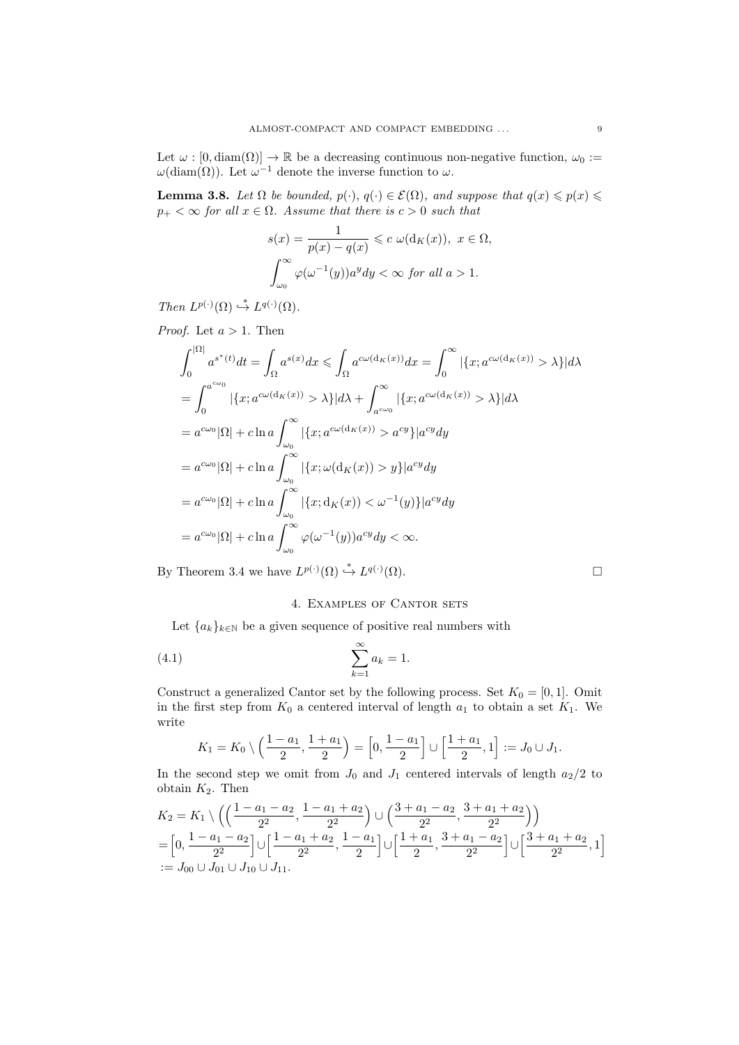Let $\omega : [0, \mathrm{diam}(\Omega)] \to \mathbb{R}$ be a decreasing continuous non-negative function, $\omega_0 := \omega(\mathrm{diam}(\Omega))$. Let $\omega^{-1}$ denote the inverse function to $\omega$.

**Lemma 3.8.** *Let $\Omega$ be bounded, $p(\cdot)$, $q(\cdot) \in \mathcal{E}(\Omega)$, and suppose that $q(x) \leqslant p(x) \leqslant p_+ < \infty$ for all $x \in \Omega$. Assume that there is $c > 0$ such that*

$$s(x) = \frac{1}{p(x) - q(x)} \leqslant c\ \omega(\mathrm{d}_K(x)),\ x \in \Omega,$$

$$\int_{\omega_0}^{\infty} \varphi(\omega^{-1}(y)) a^y dy < \infty \text{ for all } a > 1.$$

*Then $L^{p(\cdot)}(\Omega) \overset{*}{\hookrightarrow} L^{q(\cdot)}(\Omega)$.*

*Proof.* Let $a > 1$. Then

$$\begin{aligned}
&\int_0^{|\Omega|} a^{s^*(t)} dt = \int_\Omega a^{s(x)} dx \leqslant \int_\Omega a^{c\omega(\mathrm{d}_K(x))} dx = \int_0^\infty |\{x; a^{c\omega(\mathrm{d}_K(x))} > \lambda\}| d\lambda \\
&= \int_0^{a^{c\omega_0}} |\{x; a^{c\omega(\mathrm{d}_K(x))} > \lambda\}| d\lambda + \int_{a^{c\omega_0}}^\infty |\{x; a^{c\omega(\mathrm{d}_K(x))} > \lambda\}| d\lambda \\
&= a^{c\omega_0}|\Omega| + c \ln a \int_{\omega_0}^\infty |\{x; a^{c\omega(\mathrm{d}_K(x))} > a^{cy}\}| a^{cy} dy \\
&= a^{c\omega_0}|\Omega| + c \ln a \int_{\omega_0}^\infty |\{x; \omega(\mathrm{d}_K(x)) > y\}| a^{cy} dy \\
&= a^{c\omega_0}|\Omega| + c \ln a \int_{\omega_0}^\infty |\{x; \mathrm{d}_K(x)) < \omega^{-1}(y)\}| a^{cy} dy \\
&= a^{c\omega_0}|\Omega| + c \ln a \int_{\omega_0}^\infty \varphi(\omega^{-1}(y)) a^{cy} dy < \infty.
\end{aligned}$$

By Theorem 3.4 we have $L^{p(\cdot)}(\Omega) \overset{*}{\hookrightarrow} L^{q(\cdot)}(\Omega)$. $\square$

## 4. Examples of Cantor sets

Let $\{a_k\}_{k\in\mathbb{N}}$ be a given sequence of positive real numbers with

$$\sum_{k=1}^\infty a_k = 1. \tag{4.1}$$

Construct a generalized Cantor set by the following process. Set $K_0 = [0, 1]$. Omit in the first step from $K_0$ a centered interval of length $a_1$ to obtain a set $K_1$. We write

$$K_1 = K_0 \setminus \Big(\frac{1 - a_1}{2}, \frac{1 + a_1}{2}\Big) = \Big[0, \frac{1 - a_1}{2}\Big] \cup \Big[\frac{1 + a_1}{2}, 1\Big] := J_0 \cup J_1.$$

In the second step we omit from $J_0$ and $J_1$ centered intervals of length $a_2/2$ to obtain $K_2$. Then

$$\begin{aligned}
&K_2 = K_1 \setminus \Big(\Big(\frac{1 - a_1 - a_2}{2^2}, \frac{1 - a_1 + a_2}{2^2}\Big) \cup \Big(\frac{3 + a_1 - a_2}{2^2}, \frac{3 + a_1 + a_2}{2^2}\Big)\Big) \\
&= \Big[0, \frac{1 - a_1 - a_2}{2^2}\Big] \cup \Big[\frac{1 - a_1 + a_2}{2^2}, \frac{1 - a_1}{2}\Big] \cup \Big[\frac{1 + a_1}{2}, \frac{3 + a_1 - a_2}{2^2}\Big] \cup \Big[\frac{3 + a_1 + a_2}{2^2}, 1\Big] \\
&:= J_{00} \cup J_{01} \cup J_{10} \cup J_{11}.
\end{aligned}$$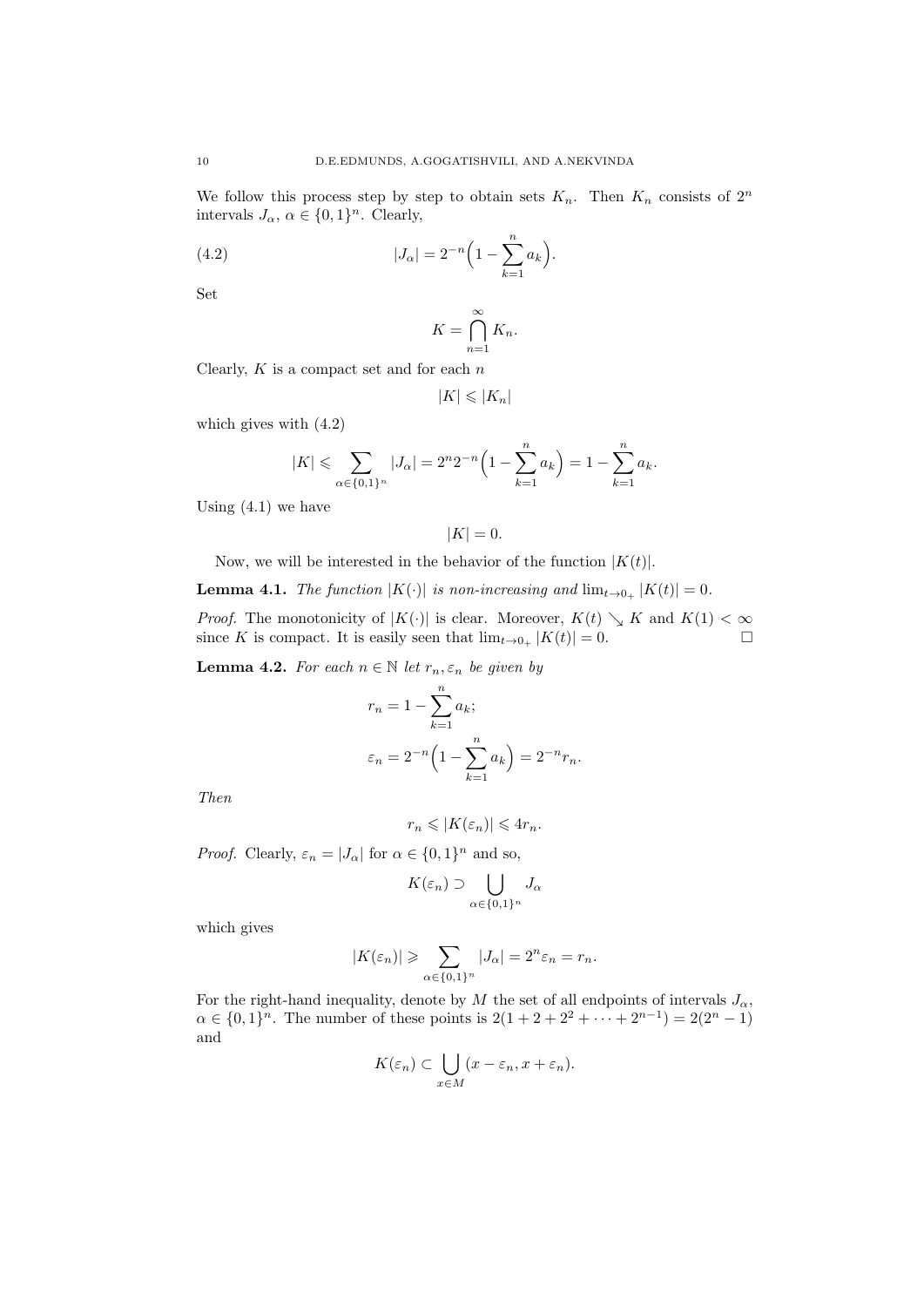We follow this process step by step to obtain sets $K_n$. Then $K_n$ consists of $2^n$ intervals $J_\alpha$, $\alpha \in \{0,1\}^n$. Clearly,

$$|J_\alpha| = 2^{-n}\Big(1 - \sum_{k=1}^{n} a_k\Big). \tag{4.2}$$

Set

$$K = \bigcap_{n=1}^{\infty} K_n.$$

Clearly, $K$ is a compact set and for each $n$

$$|K| \leqslant |K_n|$$

which gives with (4.2)

$$|K| \leqslant \sum_{\alpha \in \{0,1\}^n} |J_\alpha| = 2^n 2^{-n}\Big(1 - \sum_{k=1}^{n} a_k\Big) = 1 - \sum_{k=1}^{n} a_k.$$

Using (4.1) we have

$$|K| = 0.$$

Now, we will be interested in the behavior of the function $|K(t)|$.

**Lemma 4.1.** *The function $|K(\cdot)|$ is non-increasing and $\lim_{t\to 0_+} |K(t)| = 0$.*

*Proof.* The monotonicity of $|K(\cdot)|$ is clear. Moreover, $K(t) \searrow K$ and $K(1) < \infty$ since $K$ is compact. It is easily seen that $\lim_{t\to 0_+} |K(t)| = 0$. $\square$

**Lemma 4.2.** *For each $n \in \mathbb{N}$ let $r_n, \varepsilon_n$ be given by*

$$r_n = 1 - \sum_{k=1}^{n} a_k;$$

$$\varepsilon_n = 2^{-n}\Big(1 - \sum_{k=1}^{n} a_k\Big) = 2^{-n} r_n.$$

*Then*

$$r_n \leqslant |K(\varepsilon_n)| \leqslant 4 r_n.$$

*Proof.* Clearly, $\varepsilon_n = |J_\alpha|$ for $\alpha \in \{0,1\}^n$ and so,

$$K(\varepsilon_n) \supset \bigcup_{\alpha \in \{0,1\}^n} J_\alpha$$

which gives

$$|K(\varepsilon_n)| \geqslant \sum_{\alpha \in \{0,1\}^n} |J_\alpha| = 2^n \varepsilon_n = r_n.$$

For the right-hand inequality, denote by $M$ the set of all endpoints of intervals $J_\alpha$, $\alpha \in \{0,1\}^n$. The number of these points is $2(1 + 2 + 2^2 + \cdots + 2^{n-1}) = 2(2^n - 1)$ and

$$K(\varepsilon_n) \subset \bigcup_{x \in M} (x - \varepsilon_n, x + \varepsilon_n).$$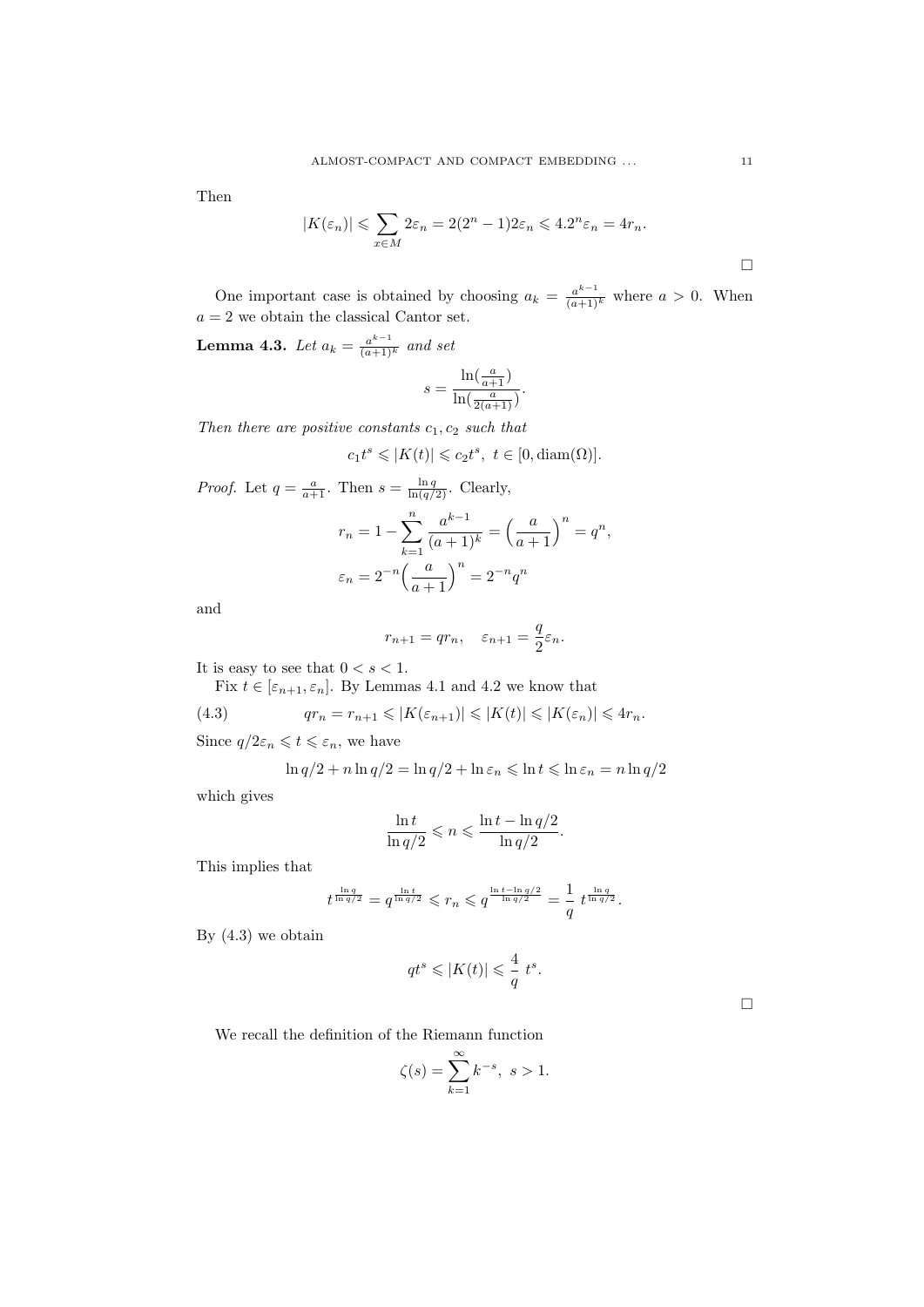Then

$$|K(\varepsilon_n)| \leqslant \sum_{x\in M} 2\varepsilon_n = 2(2^n-1)2\varepsilon_n \leqslant 4.2^n\varepsilon_n = 4r_n.$$

$\square$

One important case is obtained by choosing $a_k = \frac{a^{k-1}}{(a+1)^k}$ where $a > 0$. When $a = 2$ we obtain the classical Cantor set.

**Lemma 4.3.** *Let* $a_k = \frac{a^{k-1}}{(a+1)^k}$ *and set*

$$s = \frac{\ln(\frac{a}{a+1})}{\ln(\frac{a}{2(a+1)})}.$$

*Then there are positive constants* $c_1, c_2$ *such that*

$$c_1 t^s \leqslant |K(t)| \leqslant c_2 t^s,\ t \in [0, \operatorname{diam}(\Omega)].$$

*Proof.* Let $q = \frac{a}{a+1}$. Then $s = \frac{\ln q}{\ln(q/2)}$. Clearly,

$$r_n = 1 - \sum_{k=1}^{n} \frac{a^{k-1}}{(a+1)^k} = \Big(\frac{a}{a+1}\Big)^n = q^n,$$

$$\varepsilon_n = 2^{-n}\Big(\frac{a}{a+1}\Big)^n = 2^{-n}q^n$$

and

$$r_{n+1} = q r_n, \quad \varepsilon_{n+1} = \frac{q}{2}\varepsilon_n.$$

It is easy to see that $0 < s < 1$.

Fix $t \in [\varepsilon_{n+1}, \varepsilon_n]$. By Lemmas 4.1 and 4.2 we know that

$$q r_n = r_{n+1} \leqslant |K(\varepsilon_{n+1})| \leqslant |K(t)| \leqslant |K(\varepsilon_n)| \leqslant 4r_n. \tag{4.3}$$

Since $q/2\varepsilon_n \leqslant t \leqslant \varepsilon_n$, we have

$$\ln q/2 + n\ln q/2 = \ln q/2 + \ln\varepsilon_n \leqslant \ln t \leqslant \ln\varepsilon_n = n\ln q/2$$

which gives

$$\frac{\ln t}{\ln q/2} \leqslant n \leqslant \frac{\ln t - \ln q/2}{\ln q/2}.$$

This implies that

$$t^{\frac{\ln q}{\ln q/2}} = q^{\frac{\ln t}{\ln q/2}} \leqslant r_n \leqslant q^{\frac{\ln t - \ln q/2}{\ln q/2}} = \frac{1}{q}\ t^{\frac{\ln q}{\ln q/2}}.$$

By (4.3) we obtain

$$q t^s \leqslant |K(t)| \leqslant \frac{4}{q}\ t^s.$$

$\square$

We recall the definition of the Riemann function

$$\zeta(s) = \sum_{k=1}^{\infty} k^{-s},\ s > 1.$$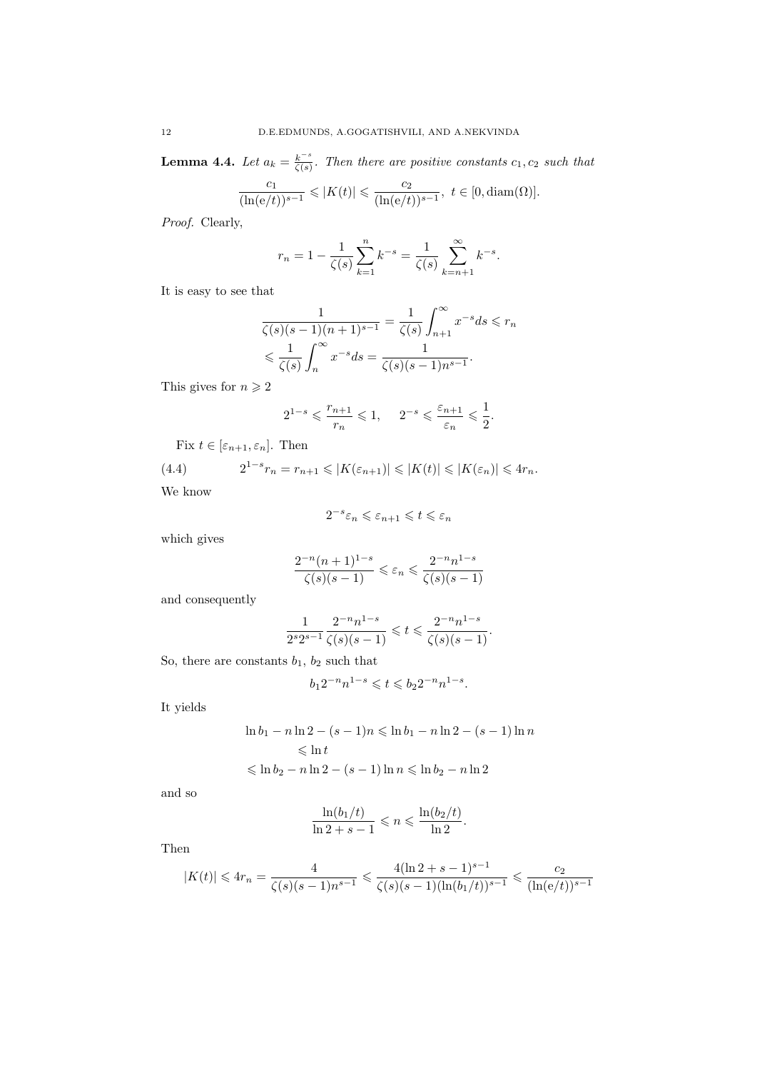**Lemma 4.4.** *Let $a_k = \frac{k^{-s}}{\zeta(s)}$. Then there are positive constants $c_1, c_2$ such that*

$$\frac{c_1}{(\ln(\mathrm{e}/t))^{s-1}} \leqslant |K(t)| \leqslant \frac{c_2}{(\ln(\mathrm{e}/t))^{s-1}}, \ t \in [0, \operatorname{diam}(\Omega)].$$

*Proof.* Clearly,

$$r_n = 1 - \frac{1}{\zeta(s)} \sum_{k=1}^{n} k^{-s} = \frac{1}{\zeta(s)} \sum_{k=n+1}^{\infty} k^{-s}.$$

It is easy to see that

$$\frac{1}{\zeta(s)(s-1)(n+1)^{s-1}} = \frac{1}{\zeta(s)} \int_{n+1}^{\infty} x^{-s} ds \leqslant r_n$$
$$\leqslant \frac{1}{\zeta(s)} \int_{n}^{\infty} x^{-s} ds = \frac{1}{\zeta(s)(s-1)n^{s-1}}.$$

This gives for $n \geqslant 2$

$$2^{1-s} \leqslant \frac{r_{n+1}}{r_n} \leqslant 1, \quad 2^{-s} \leqslant \frac{\varepsilon_{n+1}}{\varepsilon_n} \leqslant \frac{1}{2}.$$

Fix $t \in [\varepsilon_{n+1}, \varepsilon_n]$. Then

$$2^{1-s} r_n = r_{n+1} \leqslant |K(\varepsilon_{n+1})| \leqslant |K(t)| \leqslant |K(\varepsilon_n)| \leqslant 4r_n. \tag{4.4}$$

We know

$$2^{-s}\varepsilon_n \leqslant \varepsilon_{n+1} \leqslant t \leqslant \varepsilon_n$$

which gives

$$\frac{2^{-n}(n+1)^{1-s}}{\zeta(s)(s-1)} \leqslant \varepsilon_n \leqslant \frac{2^{-n}n^{1-s}}{\zeta(s)(s-1)}$$

and consequently

$$\frac{1}{2^s 2^{s-1}} \frac{2^{-n}n^{1-s}}{\zeta(s)(s-1)} \leqslant t \leqslant \frac{2^{-n}n^{1-s}}{\zeta(s)(s-1)}.$$

So, there are constants $b_1$, $b_2$ such that

$$b_1 2^{-n} n^{1-s} \leqslant t \leqslant b_2 2^{-n} n^{1-s}.$$

It yields

$$\ln b_1 - n\ln 2 - (s-1)n \leqslant \ln b_1 - n\ln 2 - (s-1)\ln n$$
$$\leqslant \ln t$$
$$\leqslant \ln b_2 - n \ln 2 - (s-1)\ln n \leqslant \ln b_2 - n\ln 2$$

and so

$$\frac{\ln(b_1/t)}{\ln 2 + s - 1} \leqslant n \leqslant \frac{\ln(b_2/t)}{\ln 2}.$$

Then

$$|K(t)| \leqslant 4r_n = \frac{4}{\zeta(s)(s-1)n^{s-1}} \leqslant \frac{4(\ln 2 + s - 1)^{s-1}}{\zeta(s)(s-1)(\ln(b_1/t))^{s-1}} \leqslant \frac{c_2}{(\ln(\mathrm{e}/t))^{s-1}}$$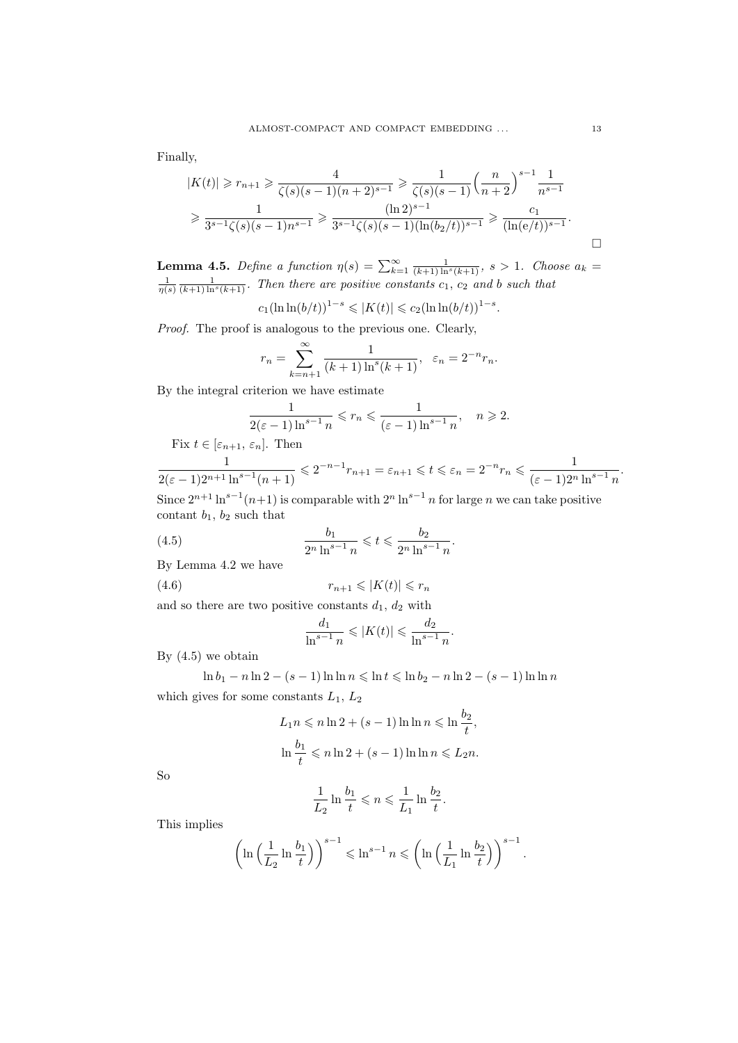Finally,

$$|K(t)| \geqslant r_{n+1} \geqslant \frac{4}{\zeta(s)(s-1)(n+2)^{s-1}} \geqslant \frac{1}{\zeta(s)(s-1)}\Big(\frac{n}{n+2}\Big)^{s-1}\frac{1}{n^{s-1}}$$
$$\geqslant \frac{1}{3^{s-1}\zeta(s)(s-1)n^{s-1}} \geqslant \frac{(\ln 2)^{s-1}}{3^{s-1}\zeta(s)(s-1)(\ln(b_2/t))^{s-1}} \geqslant \frac{c_1}{(\ln(\mathrm{e}/t))^{s-1}}.$$

□

**Lemma 4.5.** *Define a function $\eta(s) = \sum_{k=1}^{\infty} \frac{1}{(k+1)\ln^s(k+1)}$, $s > 1$. Choose $a_k = \frac{1}{\eta(s)}\frac{1}{(k+1)\ln^s(k+1)}$. Then there are positive constants $c_1$, $c_2$ and $b$ such that*

$$c_1(\ln\ln(b/t))^{1-s} \leqslant |K(t)| \leqslant c_2(\ln\ln(b/t))^{1-s}.$$

*Proof.* The proof is analogous to the previous one. Clearly,

$$r_n = \sum_{k=n+1}^{\infty} \frac{1}{(k+1)\ln^s(k+1)}, \quad \varepsilon_n = 2^{-n}r_n.$$

By the integral criterion we have estimate

$$\frac{1}{2(\varepsilon-1)\ln^{s-1}n} \leqslant r_n \leqslant \frac{1}{(\varepsilon-1)\ln^{s-1}n}, \quad n \geqslant 2.$$

Fix $t \in [\varepsilon_{n+1}, \varepsilon_n]$. Then

$$\frac{1}{2(\varepsilon-1)2^{n+1}\ln^{s-1}(n+1)} \leqslant 2^{-n-1}r_{n+1} = \varepsilon_{n+1} \leqslant t \leqslant \varepsilon_n = 2^{-n}r_n \leqslant \frac{1}{(\varepsilon-1)2^n\ln^{s-1}n}.$$

Since $2^{n+1}\ln^{s-1}(n+1)$ is comparable with $2^n\ln^{s-1}n$ for large $n$ we can take positive contant $b_1$, $b_2$ such that

$$\frac{b_1}{2^n\ln^{s-1}n} \leqslant t \leqslant \frac{b_2}{2^n\ln^{s-1}n}. \tag{4.5}$$

By Lemma 4.2 we have

$$r_{n+1} \leqslant |K(t)| \leqslant r_n \tag{4.6}$$

and so there are two positive constants $d_1$, $d_2$ with

$$\frac{d_1}{\ln^{s-1}n} \leqslant |K(t)| \leqslant \frac{d_2}{\ln^{s-1}n}.$$

By (4.5) we obtain

$$\ln b_1 - n\ln 2 - (s-1)\ln\ln n \leqslant \ln t \leqslant \ln b_2 - n\ln 2 - (s-1)\ln\ln n$$

which gives for some constants $L_1$, $L_2$

$$L_1 n \leqslant n\ln 2 + (s-1)\ln\ln n \leqslant \ln\frac{b_2}{t},$$
$$\ln\frac{b_1}{t} \leqslant n\ln 2 + (s-1)\ln\ln n \leqslant L_2 n.$$

So

$$\frac{1}{L_2}\ln\frac{b_1}{t} \leqslant n \leqslant \frac{1}{L_1}\ln\frac{b_2}{t}.$$

This implies

$$\left(\ln\Big(\frac{1}{L_2}\ln\frac{b_1}{t}\Big)\right)^{s-1} \leqslant \ln^{s-1}n \leqslant \left(\ln\Big(\frac{1}{L_1}\ln\frac{b_2}{t}\Big)\right)^{s-1}.$$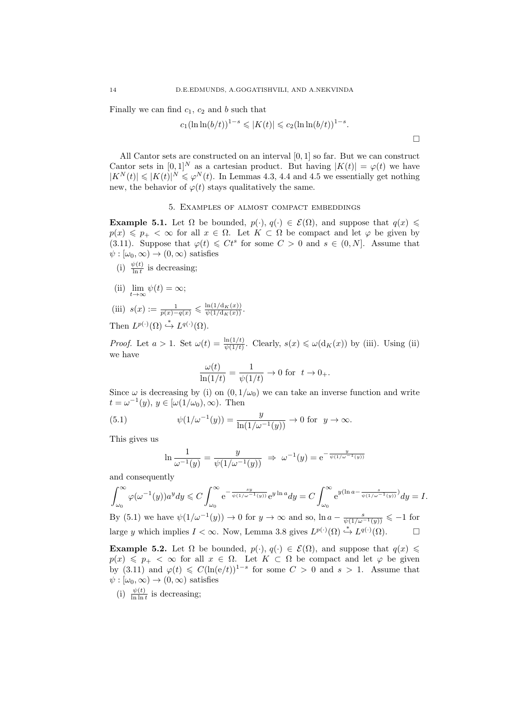Finally we can find $c_1$, $c_2$ and $b$ such that

$$c_1(\ln\ln(b/t))^{1-s} \leqslant |K(t)| \leqslant c_2(\ln\ln(b/t))^{1-s}.$$

$\square$

All Cantor sets are constructed on an interval $[0,1]$ so far. But we can construct Cantor sets in $[0,1]^N$ as a cartesian product. But having $|K(t)| = \varphi(t)$ we have $|K^N(t)| \leqslant |K(t)|^N \leqslant \varphi^N(t)$. In Lemmas 4.3, 4.4 and 4.5 we essentially get nothing new, the behavior of $\varphi(t)$ stays qualitatively the same.

## 5. Examples of almost compact embeddings

**Example 5.1.** Let $\Omega$ be bounded, $p(\cdot), q(\cdot) \in \mathcal{E}(\Omega)$, and suppose that $q(x) \leqslant p(x) \leqslant p_+ < \infty$ for all $x \in \Omega$. Let $K \subset \Omega$ be compact and let $\varphi$ be given by (3.11). Suppose that $\varphi(t) \leqslant Ct^s$ for some $C > 0$ and $s \in (0, N]$. Assume that $\psi : [\omega_0, \infty) \to (0,\infty)$ satisfies

(i) $\frac{\psi(t)}{\ln t}$ is decreasing;

(ii) $\lim\limits_{t\to\infty} \psi(t) = \infty$;

(iii) $s(x) := \frac{1}{p(x)-q(x)} \leqslant \frac{\ln(1/\mathrm{d}_K(x))}{\psi(1/\mathrm{d}_K(x))}$.

Then $L^{p(\cdot)}(\Omega) \overset{*}{\hookrightarrow} L^{q(\cdot)}(\Omega)$.

*Proof.* Let $a > 1$. Set $\omega(t) = \frac{\ln(1/t)}{\psi(1/t)}$. Clearly, $s(x) \leqslant \omega(\mathrm{d}_K(x))$ by (iii). Using (ii) we have

$$\frac{\omega(t)}{\ln(1/t)} = \frac{1}{\psi(1/t)} \to 0 \text{ for } \ t \to 0_+.$$

Since $\omega$ is decreasing by (i) on $(0, 1/\omega_0)$ we can take an inverse function and write $t = \omega^{-1}(y)$, $y \in [\omega(1/\omega_0), \infty)$. Then

$$\psi(1/\omega^{-1}(y)) = \frac{y}{\ln(1/\omega^{-1}(y))} \to 0 \text{ for } \ y \to \infty. \tag{5.1}$$

This gives us

$$\ln\frac{1}{\omega^{-1}(y)} = \frac{y}{\psi(1/\omega^{-1}(y))} \ \Rightarrow \ \omega^{-1}(y) = \mathrm{e}^{-\frac{y}{\psi(1/\omega^{-1}(y))}}$$

and consequently

$$\int_{\omega_0}^{\infty} \varphi(\omega^{-1}(y)) a^y dy \leqslant C\int_{\omega_0}^{\infty} \mathrm{e}^{-\frac{sy}{\psi(1/\omega^{-1}(y))}} \mathrm{e}^{y\ln a} dy = C\int_{\omega_0}^{\infty} \mathrm{e}^{y(\ln a - \frac{s}{\psi(1/\omega^{-1}(y))})} dy = I.$$

By (5.1) we have $\psi(1/\omega^{-1}(y)) \to 0$ for $y \to \infty$ and so, $\ln a - \frac{s}{\psi(1/\omega^{-1}(y))} \leqslant -1$ for large $y$ which implies $I < \infty$. Now, Lemma 3.8 gives $L^{p(\cdot)}(\Omega) \overset{*}{\hookrightarrow} L^{q(\cdot)}(\Omega)$. $\square$

**Example 5.2.** Let $\Omega$ be bounded, $p(\cdot), q(\cdot) \in \mathcal{E}(\Omega)$, and suppose that $q(x) \leqslant p(x) \leqslant p_+ < \infty$ for all $x \in \Omega$. Let $K \subset \Omega$ be compact and let $\varphi$ be given by (3.11) and $\varphi(t) \leqslant C(\ln(\mathrm{e}/t))^{1-s}$ for some $C > 0$ and $s > 1$. Assume that $\psi : [\omega_0, \infty) \to (0, \infty)$ satisfies

(i) $\frac{\psi(t)}{\ln\ln t}$ is decreasing;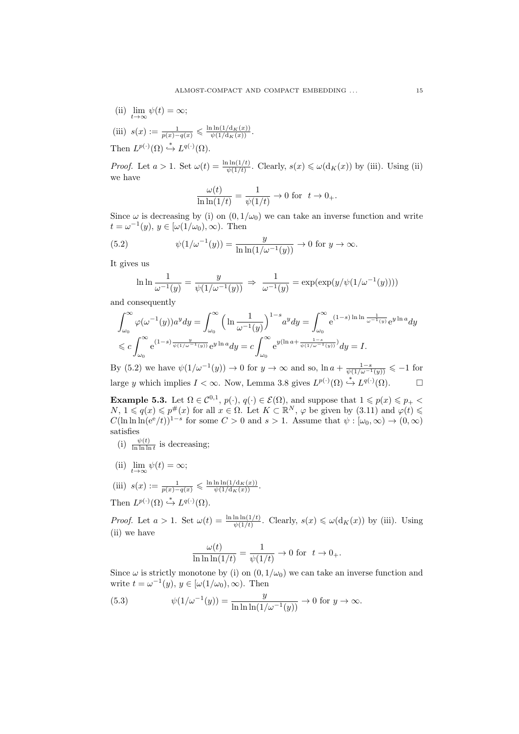(ii) $\lim\limits_{t\to\infty} \psi(t) = \infty$;

(iii) $s(x) := \frac{1}{p(x)-q(x)} \leqslant \frac{\ln\ln(1/\mathrm{d}_K(x))}{\psi(1/\mathrm{d}_K(x))}$.

Then $L^{p(\cdot)}(\Omega) \overset{*}{\hookrightarrow} L^{q(\cdot)}(\Omega)$.

*Proof.* Let $a > 1$. Set $\omega(t) = \frac{\ln\ln(1/t)}{\psi(1/t)}$. Clearly, $s(x) \leqslant \omega(\mathrm{d}_K(x))$ by (iii). Using (ii) we have

$$\frac{\omega(t)}{\ln\ln(1/t)} = \frac{1}{\psi(1/t)} \to 0 \text{ for } \ t \to 0_+.$$

Since $\omega$ is decreasing by (i) on $(0, 1/\omega_0)$ we can take an inverse function and write $t = \omega^{-1}(y)$, $y \in [\omega(1/\omega_0), \infty)$. Then

$$\psi(1/\omega^{-1}(y)) = \frac{y}{\ln\ln(1/\omega^{-1}(y))} \to 0 \text{ for } y \to \infty. \tag{5.2}$$

It gives us

$$\ln\ln\frac{1}{\omega^{-1}(y)} = \frac{y}{\psi(1/\omega^{-1}(y))} \;\Rightarrow\; \frac{1}{\omega^{-1}(y)} = \exp(\exp(y/\psi(1/\omega^{-1}(y))))$$

and consequently

$$\int_{\omega_0}^{\infty} \varphi(\omega^{-1}(y)) a^y dy = \int_{\omega_0}^{\infty} \Big(\ln\frac{1}{\omega^{-1}(y)}\Big)^{1-s} a^y dy = \int_{\omega_0}^{\infty} \mathrm{e}^{(1-s)\ln\ln\frac{1}{\omega^{-1}(y)}} \mathrm{e}^{y\ln a} dy$$
$$\leqslant c\int_{\omega_0}^{\infty} \mathrm{e}^{(1-s)\frac{y}{\psi(1/\omega^{-1}(y))}} \mathrm{e}^{y\ln a} dy = c\int_{\omega_0}^{\infty} \mathrm{e}^{y(\ln a + \frac{1-s}{\psi(1/\omega^{-1}(y))})} dy = I.$$

By (5.2) we have $\psi(1/\omega^{-1}(y)) \to 0$ for $y \to \infty$ and so, $\ln a + \frac{1-s}{\psi(1/\omega^{-1}(y))} \leqslant -1$ for large $y$ which implies $I < \infty$. Now, Lemma 3.8 gives $L^{p(\cdot)}(\Omega) \overset{*}{\hookrightarrow} L^{q(\cdot)}(\Omega)$. □

**Example 5.3.** Let $\Omega \in \mathcal{C}^{0,1}$, $p(\cdot)$, $q(\cdot) \in \mathcal{E}(\Omega)$, and suppose that $1 \leqslant p(x) \leqslant p_+ < N$, $1 \leqslant q(x) \leqslant p^\#(x)$ for all $x \in \Omega$. Let $K \subset \mathbb{R}^N$, $\varphi$ be given by (3.11) and $\varphi(t) \leqslant C(\ln\ln\ln(\mathrm{e}^{\mathrm{e}}/t))^{1-s}$ for some $C > 0$ and $s > 1$. Assume that $\psi : [\omega_0, \infty) \to (0, \infty)$ satisfies

(i) $\frac{\psi(t)}{\ln\ln\ln t}$ is decreasing;

(ii) $\lim\limits_{t\to\infty} \psi(t) = \infty$;

(iii) $s(x) := \frac{1}{p(x)-q(x)} \leqslant \frac{\ln\ln\ln(1/\mathrm{d}_K(x))}{\psi(1/\mathrm{d}_K(x))}$.

Then $L^{p(\cdot)}(\Omega) \overset{*}{\hookrightarrow} L^{q(\cdot)}(\Omega)$.

*Proof.* Let $a > 1$. Set $\omega(t) = \frac{\ln\ln\ln(1/t)}{\psi(1/t)}$. Clearly, $s(x) \leqslant \omega(\mathrm{d}_K(x))$ by (iii). Using (ii) we have

$$\frac{\omega(t)}{\ln\ln\ln(1/t)} = \frac{1}{\psi(1/t)} \to 0 \text{ for } \ t \to 0_+.$$

Since $\omega$ is strictly monotone by (i) on $(0, 1/\omega_0)$ we can take an inverse function and write $t = \omega^{-1}(y)$, $y \in [\omega(1/\omega_0), \infty)$. Then

$$\psi(1/\omega^{-1}(y)) = \frac{y}{\ln\ln\ln(1/\omega^{-1}(y))} \to 0 \text{ for } y \to \infty. \tag{5.3}$$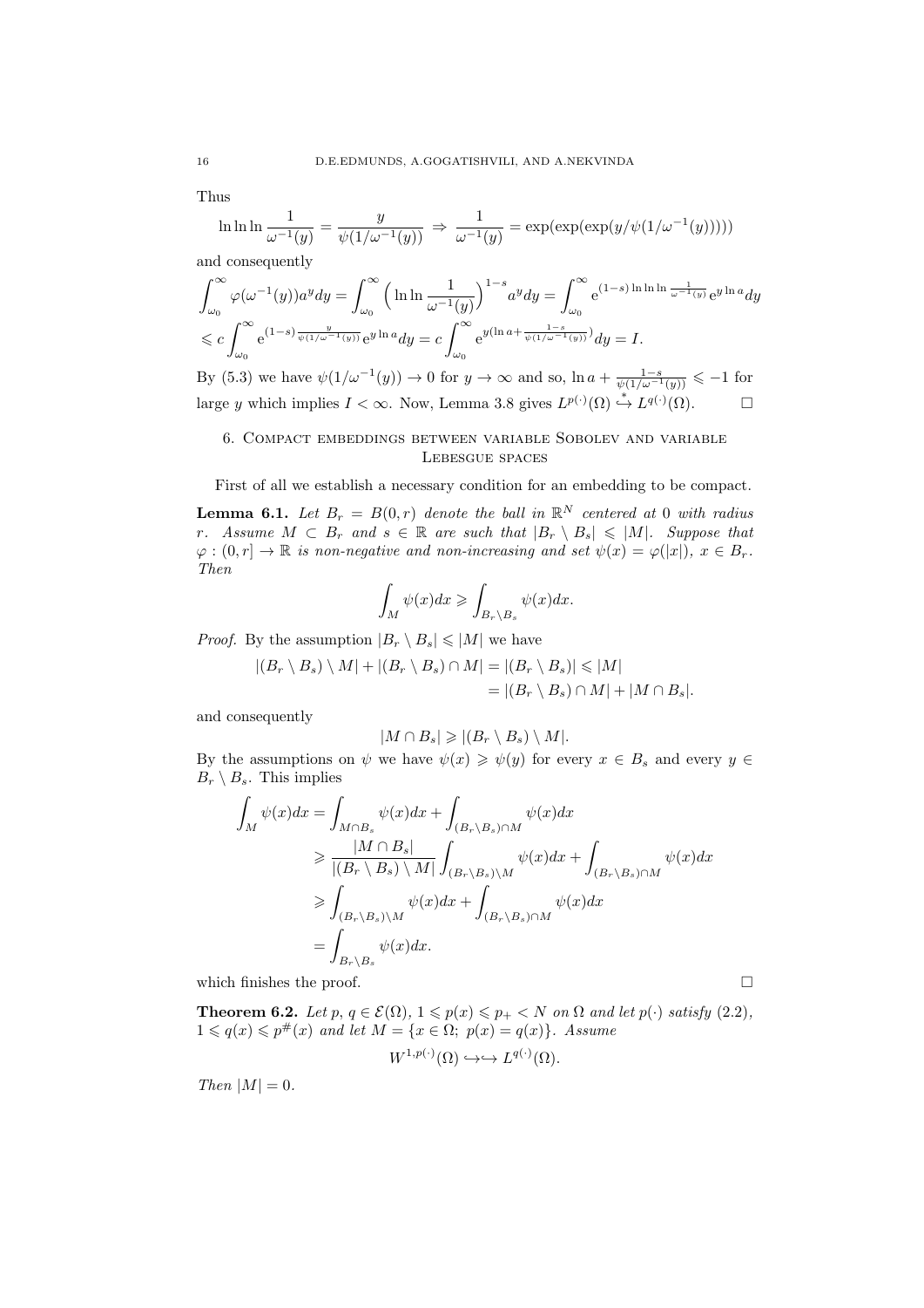Thus

$$\ln \ln \ln \frac{1}{\omega^{-1}(y)} = \frac{y}{\psi(1/\omega^{-1}(y))} \Rightarrow \frac{1}{\omega^{-1}(y)} = \exp(\exp(\exp(y/\psi(1/\omega^{-1}(y)))))$$

and consequently

$$\int_{\omega_0}^{\infty} \varphi(\omega^{-1}(y)) a^y dy = \int_{\omega_0}^{\infty} \Big( \ln \ln \frac{1}{\omega^{-1}(y)} \Big)^{1-s} a^y dy = \int_{\omega_0}^{\infty} \mathrm{e}^{(1-s) \ln \ln \ln \frac{1}{\omega^{-1}(y)}} \mathrm{e}^{y \ln a} dy$$
$$\leqslant c \int_{\omega_0}^{\infty} \mathrm{e}^{(1-s) \frac{y}{\psi(1/\omega^{-1}(y))}} \mathrm{e}^{y \ln a} dy = c \int_{\omega_0}^{\infty} \mathrm{e}^{y(\ln a + \frac{1-s}{\psi(1/\omega^{-1}(y))})} dy = I.$$

By (5.3) we have $\psi(1/\omega^{-1}(y)) \to 0$ for $y \to \infty$ and so, $\ln a + \frac{1-s}{\psi(1/\omega^{-1}(y))} \leqslant -1$ for large $y$ which implies $I < \infty$. Now, Lemma 3.8 gives $L^{p(\cdot)}(\Omega) \overset{*}{\hookrightarrow} L^{q(\cdot)}(\Omega)$. $\square$

## 6. Compact embeddings between variable Sobolev and variable Lebesgue spaces

First of all we establish a necessary condition for an embedding to be compact.

**Lemma 6.1.** *Let $B_r = B(0, r)$ denote the ball in $\mathbb{R}^N$ centered at 0 with radius $r$. Assume $M \subset B_r$ and $s \in \mathbb{R}$ are such that $|B_r \setminus B_s| \leqslant |M|$. Suppose that $\varphi : (0, r] \to \mathbb{R}$ is non-negative and non-increasing and set $\psi(x) = \varphi(|x|)$, $x \in B_r$. Then*

$$\int_M \psi(x) dx \geqslant \int_{B_r \setminus B_s} \psi(x) dx.$$

*Proof.* By the assumption $|B_r \setminus B_s| \leqslant |M|$ we have

$$|(B_r \setminus B_s) \setminus M| + |(B_r \setminus B_s) \cap M| = |(B_r \setminus B_s)| \leqslant |M|$$
$$= |(B_r \setminus B_s) \cap M| + |M \cap B_s|.$$

and consequently

$$|M \cap B_s| \geqslant |(B_r \setminus B_s) \setminus M|.$$

By the assumptions on $\psi$ we have $\psi(x) \geqslant \psi(y)$ for every $x \in B_s$ and every $y \in B_r \setminus B_s$. This implies

$$\int_M \psi(x) dx = \int_{M \cap B_s} \psi(x) dx + \int_{(B_r \setminus B_s) \cap M} \psi(x) dx$$
$$\geqslant \frac{|M \cap B_s|}{|(B_r \setminus B_s) \setminus M|} \int_{(B_r \setminus B_s) \setminus M} \psi(x) dx + \int_{(B_r \setminus B_s) \cap M} \psi(x) dx$$
$$\geqslant \int_{(B_r \setminus B_s) \setminus M} \psi(x) dx + \int_{(B_r \setminus B_s) \cap M} \psi(x) dx$$
$$= \int_{B_r \setminus B_s} \psi(x) dx.$$

which finishes the proof. $\square$

**Theorem 6.2.** *Let $p, q \in \mathcal{E}(\Omega)$, $1 \leqslant p(x) \leqslant p_+ < N$ on $\Omega$ and let $p(\cdot)$ satisfy (2.2), $1 \leqslant q(x) \leqslant p^{\#}(x)$ and let $M = \{x \in \Omega;\ p(x) = q(x)\}$. Assume*

$$W^{1,p(\cdot)}(\Omega) \hookrightarrow\hookrightarrow L^{q(\cdot)}(\Omega).$$

*Then $|M| = 0$.*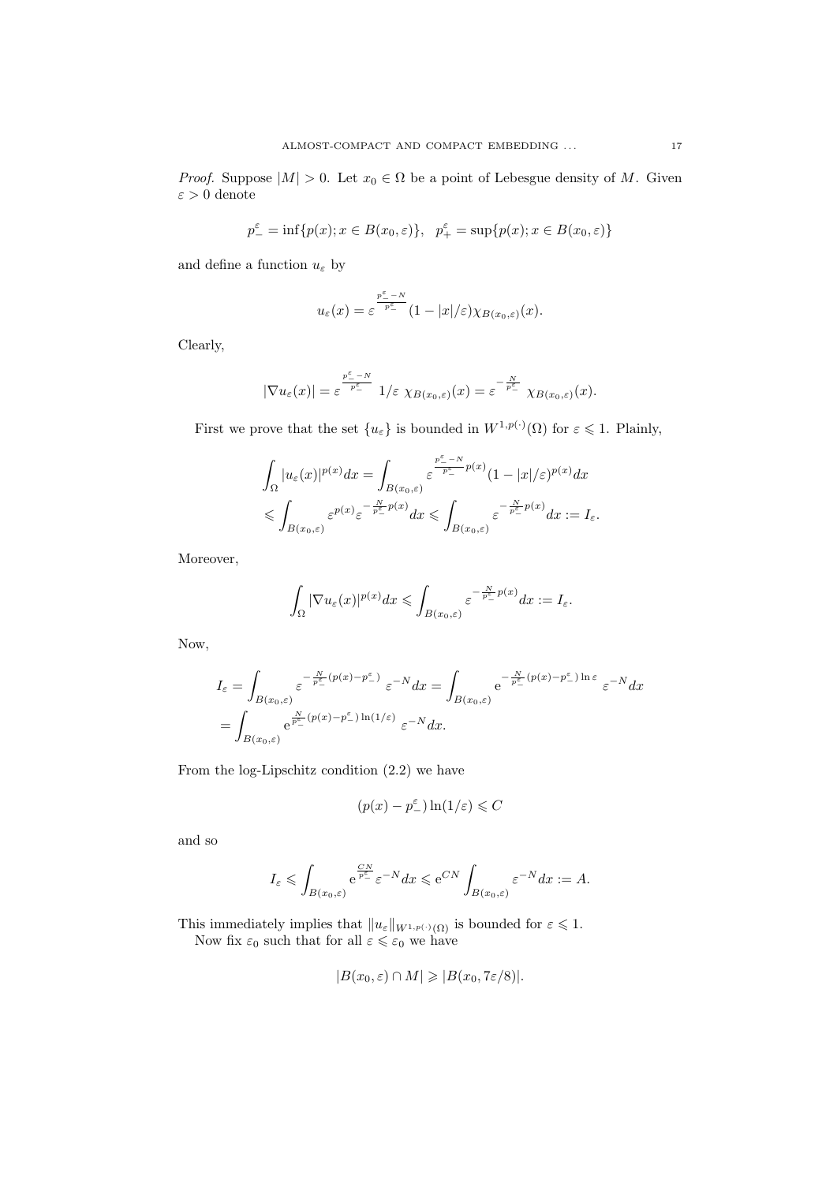*Proof.* Suppose $|M| > 0$. Let $x_0 \in \Omega$ be a point of Lebesgue density of $M$. Given $\varepsilon > 0$ denote

$$p_-^\varepsilon = \inf\{p(x); x \in B(x_0, \varepsilon)\}, \quad p_+^\varepsilon = \sup\{p(x); x \in B(x_0, \varepsilon)\}$$

and define a function $u_\varepsilon$ by

$$u_\varepsilon(x) = \varepsilon^{\frac{p_-^\varepsilon - N}{p_-^\varepsilon}} (1 - |x|/\varepsilon) \chi_{B(x_0,\varepsilon)}(x).$$

Clearly,

$$|\nabla u_\varepsilon(x)| = \varepsilon^{\frac{p_-^\varepsilon - N}{p_-^\varepsilon}} \; 1/\varepsilon \; \chi_{B(x_0,\varepsilon)}(x) = \varepsilon^{-\frac{N}{p_-^\varepsilon}} \; \chi_{B(x_0,\varepsilon)}(x).$$

First we prove that the set $\{u_\varepsilon\}$ is bounded in $W^{1,p(\cdot)}(\Omega)$ for $\varepsilon \leqslant 1$. Plainly,

$$\begin{aligned}
\int_\Omega |u_\varepsilon(x)|^{p(x)} dx &= \int_{B(x_0,\varepsilon)} \varepsilon^{\frac{p_-^\varepsilon - N}{p_-^\varepsilon} p(x)} (1 - |x|/\varepsilon)^{p(x)} dx \\
&\leqslant \int_{B(x_0,\varepsilon)} \varepsilon^{p(x)} \varepsilon^{-\frac{N}{p_-^\varepsilon} p(x)} dx \leqslant \int_{B(x_0,\varepsilon)} \varepsilon^{-\frac{N}{p_-^\varepsilon} p(x)} dx := I_\varepsilon.
\end{aligned}$$

Moreover,

$$\int_\Omega |\nabla u_\varepsilon(x)|^{p(x)} dx \leqslant \int_{B(x_0,\varepsilon)} \varepsilon^{-\frac{N}{p_-^\varepsilon} p(x)} dx := I_\varepsilon.$$

Now,

$$\begin{aligned}
I_\varepsilon &= \int_{B(x_0,\varepsilon)} \varepsilon^{-\frac{N}{p_-^\varepsilon}(p(x) - p_-^\varepsilon)} \; \varepsilon^{-N} dx = \int_{B(x_0,\varepsilon)} \mathrm{e}^{-\frac{N}{p_-^\varepsilon}(p(x) - p_-^\varepsilon) \ln \varepsilon} \; \varepsilon^{-N} dx \\
&= \int_{B(x_0,\varepsilon)} \mathrm{e}^{\frac{N}{p_-^\varepsilon}(p(x) - p_-^\varepsilon) \ln(1/\varepsilon)} \; \varepsilon^{-N} dx.
\end{aligned}$$

From the log-Lipschitz condition (2.2) we have

$$(p(x) - p_-^\varepsilon) \ln(1/\varepsilon) \leqslant C$$

and so

$$I_\varepsilon \leqslant \int_{B(x_0,\varepsilon)} \mathrm{e}^{\frac{CN}{p_-^\varepsilon}} \varepsilon^{-N} dx \leqslant \mathrm{e}^{CN} \int_{B(x_0,\varepsilon)} \varepsilon^{-N} dx := A.$$

This immediately implies that $\|u_\varepsilon\|_{W^{1,p(\cdot)}(\Omega)}$ is bounded for $\varepsilon \leqslant 1$.

Now fix $\varepsilon_0$ such that for all $\varepsilon \leqslant \varepsilon_0$ we have

$$|B(x_0, \varepsilon) \cap M| \geqslant |B(x_0, 7\varepsilon/8)|.$$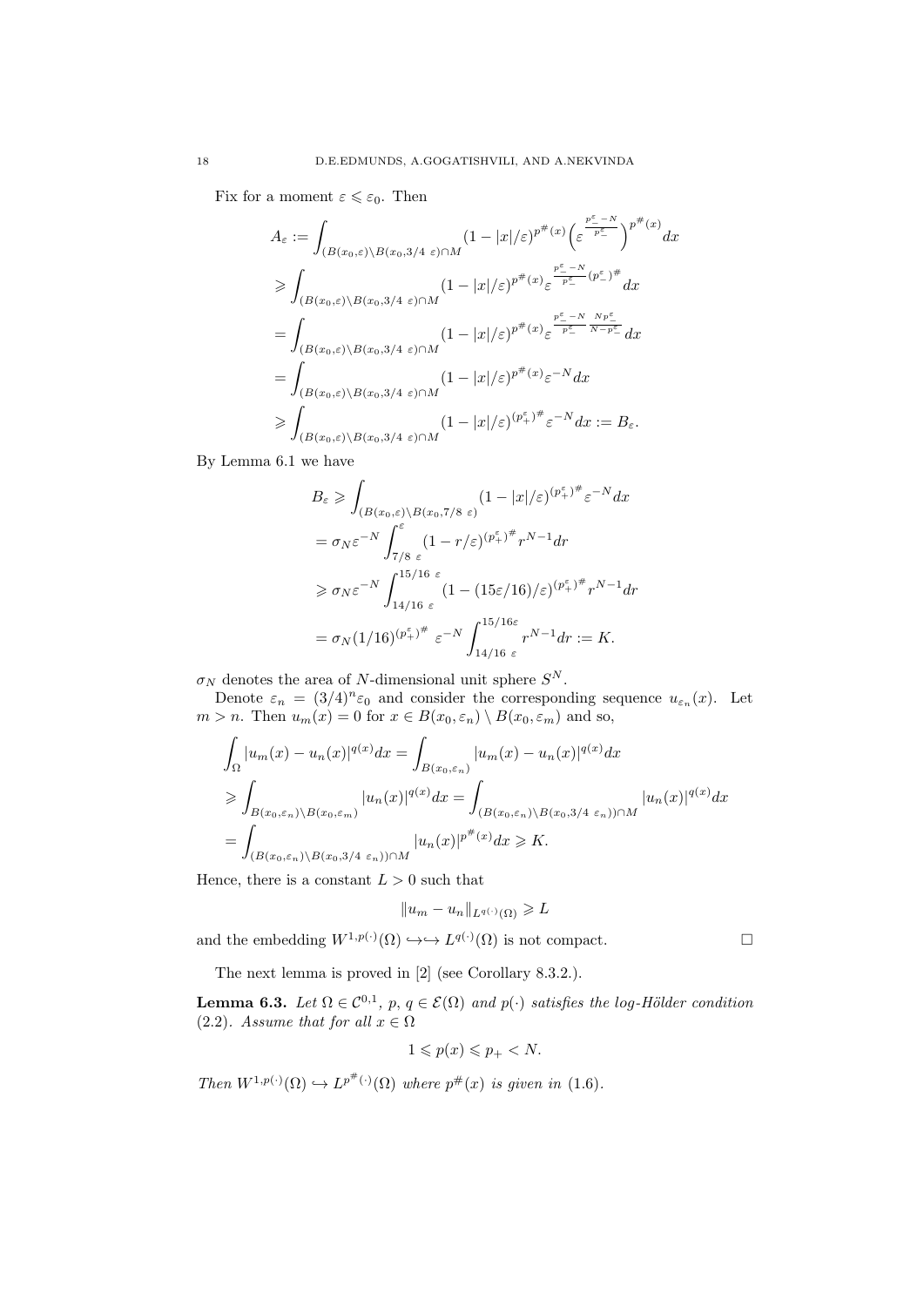Fix for a moment $\varepsilon \leqslant \varepsilon_0$. Then

$$
\begin{aligned}
A_\varepsilon &:= \int_{(B(x_0,\varepsilon)\setminus B(x_0,3/4\ \varepsilon)\cap M} (1-|x|/\varepsilon)^{p^\#(x)} \Big(\varepsilon^{\frac{p_-^\varepsilon - N}{p_-^\varepsilon}}\Big)^{p^\#(x)} dx \\
&\geqslant \int_{(B(x_0,\varepsilon)\setminus B(x_0,3/4\ \varepsilon)\cap M} (1-|x|/\varepsilon)^{p^\#(x)} \varepsilon^{\frac{p_-^\varepsilon - N}{p_-^\varepsilon}(p_-^\varepsilon)^\#} dx \\
&= \int_{(B(x_0,\varepsilon)\setminus B(x_0,3/4\ \varepsilon)\cap M} (1-|x|/\varepsilon)^{p^\#(x)} \varepsilon^{\frac{p_-^\varepsilon - N}{p_-^\varepsilon}\frac{Np_-^\varepsilon}{N-p_-^\varepsilon}} dx \\
&= \int_{(B(x_0,\varepsilon)\setminus B(x_0,3/4\ \varepsilon)\cap M} (1-|x|/\varepsilon)^{p^\#(x)} \varepsilon^{-N} dx \\
&\geqslant \int_{(B(x_0,\varepsilon)\setminus B(x_0,3/4\ \varepsilon)\cap M} (1-|x|/\varepsilon)^{(p_+^\varepsilon)^\#} \varepsilon^{-N} dx := B_\varepsilon.
\end{aligned}
$$

By Lemma 6.1 we have

$$
\begin{aligned}
B_\varepsilon &\geqslant \int_{(B(x_0,\varepsilon)\setminus B(x_0,7/8\ \varepsilon)} (1-|x|/\varepsilon)^{(p_+^\varepsilon)^\#} \varepsilon^{-N} dx \\
&= \sigma_N \varepsilon^{-N} \int_{7/8\ \varepsilon}^{\varepsilon} (1-r/\varepsilon)^{(p_+^\varepsilon)^\#} r^{N-1} dr \\
&\geqslant \sigma_N \varepsilon^{-N} \int_{14/16\ \varepsilon}^{15/16\ \varepsilon} (1-(15\varepsilon/16)/\varepsilon)^{(p_+^\varepsilon)^\#} r^{N-1} dr \\
&= \sigma_N (1/16)^{(p_+^\varepsilon)^\#}\ \varepsilon^{-N} \int_{14/16\ \varepsilon}^{15/16\varepsilon} r^{N-1} dr := K.
\end{aligned}
$$

$\sigma_N$ denotes the area of $N$-dimensional unit sphere $S^N$.

Denote $\varepsilon_n = (3/4)^n \varepsilon_0$ and consider the corresponding sequence $u_{\varepsilon_n}(x)$. Let $m > n$. Then $u_m(x) = 0$ for $x \in B(x_0, \varepsilon_n) \setminus B(x_0, \varepsilon_m)$ and so,

$$
\begin{aligned}
&\int_\Omega |u_m(x) - u_n(x)|^{q(x)} dx = \int_{B(x_0,\varepsilon_n)} |u_m(x) - u_n(x)|^{q(x)} dx \\
&\geqslant \int_{B(x_0,\varepsilon_n)\setminus B(x_0,\varepsilon_m)} |u_n(x)|^{q(x)} dx = \int_{(B(x_0,\varepsilon_n)\setminus B(x_0,3/4\ \varepsilon_n))\cap M} |u_n(x)|^{q(x)} dx \\
&= \int_{(B(x_0,\varepsilon_n)\setminus B(x_0,3/4\ \varepsilon_n))\cap M} |u_n(x)|^{p^\#(x)} dx \geqslant K.
\end{aligned}
$$

Hence, there is a constant $L > 0$ such that

$$\|u_m - u_n\|_{L^{q(\cdot)}(\Omega)} \geqslant L$$

and the embedding $W^{1,p(\cdot)}(\Omega) \hookrightarrow\hookrightarrow L^{q(\cdot)}(\Omega)$ is not compact. □

The next lemma is proved in [2] (see Corollary 8.3.2.).

**Lemma 6.3.** *Let $\Omega \in \mathcal{C}^{0,1}$, $p$, $q \in \mathcal{E}(\Omega)$ and $p(\cdot)$ satisfies the log-Hölder condition (2.2). Assume that for all $x \in \Omega$*

$$1 \leqslant p(x) \leqslant p_+ < N.$$

*Then $W^{1,p(\cdot)}(\Omega) \hookrightarrow L^{p^\#(\cdot)}(\Omega)$ where $p^\#(x)$ is given in (1.6).*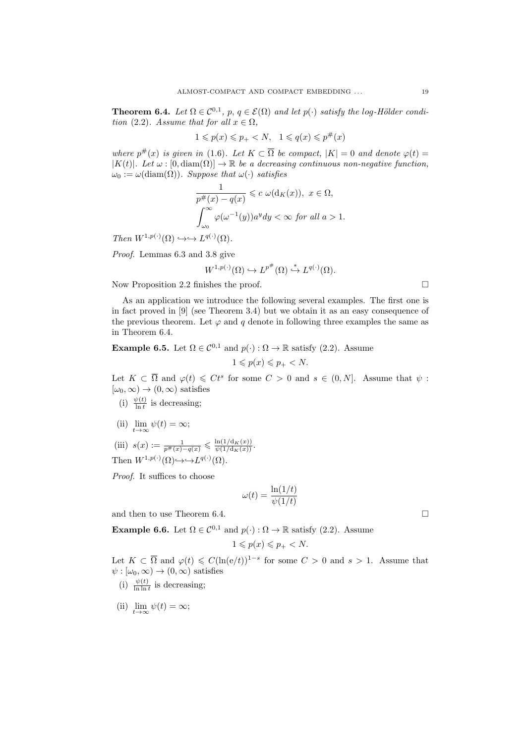**Theorem 6.4.** *Let $\Omega \in \mathcal{C}^{0,1}$, $p$, $q \in \mathcal{E}(\Omega)$ and let $p(\cdot)$ satisfy the log-Hölder condition* (2.2)*. Assume that for all $x \in \Omega$,*

$$1 \leqslant p(x) \leqslant p_+ < N, \quad 1 \leqslant q(x) \leqslant p^\#(x)$$

*where $p^\#(x)$ is given in* (1.6)*. Let $K \subset \overline{\Omega}$ be compact, $|K| = 0$ and denote $\varphi(t) = |K(t)|$. Let $\omega : [0, \operatorname{diam}(\Omega)] \to \mathbb{R}$ be a decreasing continuous non-negative function, $\omega_0 := \omega(\operatorname{diam}(\Omega))$. Suppose that $\omega(\cdot)$ satisfies*

$$\frac{1}{p^\#(x) - q(x)} \leqslant c\ \omega(\mathrm{d}_K(x)),\ x \in \Omega,$$

$$\int_{\omega_0}^{\infty} \varphi(\omega^{-1}(y)) a^y dy < \infty \text{ for all } a > 1.$$

*Then $W^{1,p(\cdot)}(\Omega) \hookrightarrow\hookrightarrow L^{q(\cdot)}(\Omega)$.*

*Proof.* Lemmas 6.3 and 3.8 give

$$W^{1,p(\cdot)}(\Omega) \hookrightarrow L^{p^\#}(\Omega) \overset{*}{\hookrightarrow} L^{q(\cdot)}(\Omega).$$

Now Proposition 2.2 finishes the proof. □

As an application we introduce the following several examples. The first one is in fact proved in [9] (see Theorem 3.4) but we obtain it as an easy consequence of the previous theorem. Let $\varphi$ and $q$ denote in following three examples the same as in Theorem 6.4.

**Example 6.5.** Let $\Omega \in \mathcal{C}^{0,1}$ and $p(\cdot) : \Omega \to \mathbb{R}$ satisfy (2.2). Assume

$$1 \leqslant p(x) \leqslant p_+ < N.$$

Let $K \subset \overline{\Omega}$ and $\varphi(t) \leqslant Ct^s$ for some $C > 0$ and $s \in (0, N]$. Assume that $\psi : [\omega_0, \infty) \to (0, \infty)$ satisfies

(i) $\frac{\psi(t)}{\ln t}$ is decreasing;

(ii) $\lim\limits_{t \to \infty} \psi(t) = \infty$;

(iii) $s(x) := \frac{1}{p^\#(x) - q(x)} \leqslant \frac{\ln(1/\mathrm{d}_K(x))}{\psi(1/\mathrm{d}_K(x))}$.

Then $W^{1,p(\cdot)}(\Omega) \hookrightarrow\hookrightarrow L^{q(\cdot)}(\Omega)$.

*Proof.* It suffices to choose

$$\omega(t) = \frac{\ln(1/t)}{\psi(1/t)}$$

and then to use Theorem 6.4. □

**Example 6.6.** Let $\Omega \in \mathcal{C}^{0,1}$ and $p(\cdot) : \Omega \to \mathbb{R}$ satisfy (2.2). Assume

$$1 \leqslant p(x) \leqslant p_+ < N.$$

Let $K \subset \overline{\Omega}$ and $\varphi(t) \leqslant C(\ln(e/t))^{1-s}$ for some $C > 0$ and $s > 1$. Assume that $\psi : [\omega_0, \infty) \to (0, \infty)$ satisfies

(i) $\frac{\psi(t)}{\ln \ln t}$ is decreasing;

(ii) $\lim\limits_{t \to \infty} \psi(t) = \infty$;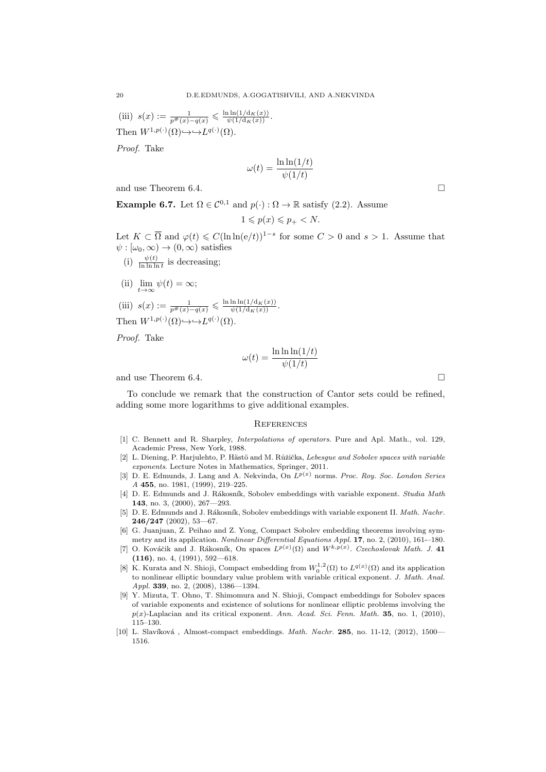(iii) $s(x) := \frac{1}{p^{\#}(x) - q(x)} \leqslant \frac{\ln \ln(1/\mathrm{d}_K(x))}{\psi(1/\mathrm{d}_K(x))}$.

Then $W^{1,p(\cdot)}(\Omega) \hookrightarrow\hookrightarrow L^{q(\cdot)}(\Omega)$.

*Proof.* Take

$$\omega(t) = \frac{\ln \ln(1/t)}{\psi(1/t)}$$

and use Theorem 6.4. □

**Example 6.7.** Let $\Omega \in \mathcal{C}^{0,1}$ and $p(\cdot) : \Omega \to \mathbb{R}$ satisfy (2.2). Assume

$$1 \leqslant p(x) \leqslant p_+ < N.$$

Let $K \subset \overline{\Omega}$ and $\varphi(t) \leqslant C(\ln \ln(e/t))^{1-s}$ for some $C > 0$ and $s > 1$. Assume that $\psi : [\omega_0, \infty) \to (0, \infty)$ satisfies

(i) $\frac{\psi(t)}{\ln \ln \ln t}$ is decreasing;

(ii) $\lim_{t\to\infty} \psi(t) = \infty$;

(iii) $s(x) := \frac{1}{p^{\#}(x) - q(x)} \leqslant \frac{\ln \ln \ln(1/\mathrm{d}_K(x))}{\psi(1/\mathrm{d}_K(x))}$.

Then $W^{1,p(\cdot)}(\Omega) \hookrightarrow\hookrightarrow L^{q(\cdot)}(\Omega)$.

*Proof.* Take

$$\omega(t) = \frac{\ln \ln \ln(1/t)}{\psi(1/t)}$$

and use Theorem 6.4. □

To conclude we remark that the construction of Cantor sets could be refined, adding some more logarithms to give additional examples.

## References

[1] C. Bennett and R. Sharpley, *Interpolations of operators*. Pure and Apl. Math., vol. 129, Academic Press, New York, 1988.

[2] L. Diening, P. Harjulehto, P. Hästö and M. Růžička, *Lebesgue and Sobolev spaces with variable exponents*. Lecture Notes in Mathematics, Springer, 2011.

[3] D. E. Edmunds, J. Lang and A. Nekvinda, On $L^{p(x)}$ norms. *Proc. Roy. Soc. London Series A* **455**, no. 1981, (1999), 219–225.

[4] D. E. Edmunds and J. Rákosník, Sobolev embeddings with variable exponent. *Studia Math* **143**, no. 3, (2000), 267—293.

[5] D. E. Edmunds and J. Rákosník, Sobolev embeddings with variable exponent II. *Math. Nachr.* **246/247** (2002), 53—67.

[6] G. Juanjuan, Z. Peihao and Z. Yong, Compact Sobolev embedding theorems involving symmetry and its application. *Nonlinear Differential Equations Appl.* **17**, no. 2, (2010), 161-–180.

[7] O. Kováčik and J. Rákosník, On spaces $L^{p(x)}(\Omega)$ and $W^{k,p(x)}$. *Czechoslovak Math. J.* **41 (116)**, no. 4, (1991), 592—618.

[8] K. Kurata and N. Shioji, Compact embedding from $W_0^{1,2}(\Omega)$ to $L^{q(x)}(\Omega)$ and its application to nonlinear elliptic boundary value problem with variable critical exponent. *J. Math. Anal. Appl.* **339**, no. 2, (2008), 1386—1394.

[9] Y. Mizuta, T. Ohno, T. Shimomura and N. Shioji, Compact embeddings for Sobolev spaces of variable exponents and existence of solutions for nonlinear elliptic problems involving the $p(x)$-Laplacian and its critical exponent. *Ann. Acad. Sci. Fenn. Math.* **35**, no. 1, (2010), 115–130.

[10] L. Slavíková , Almost-compact embeddings. *Math. Nachr.* **285**, no. 11-12, (2012), 1500—1516.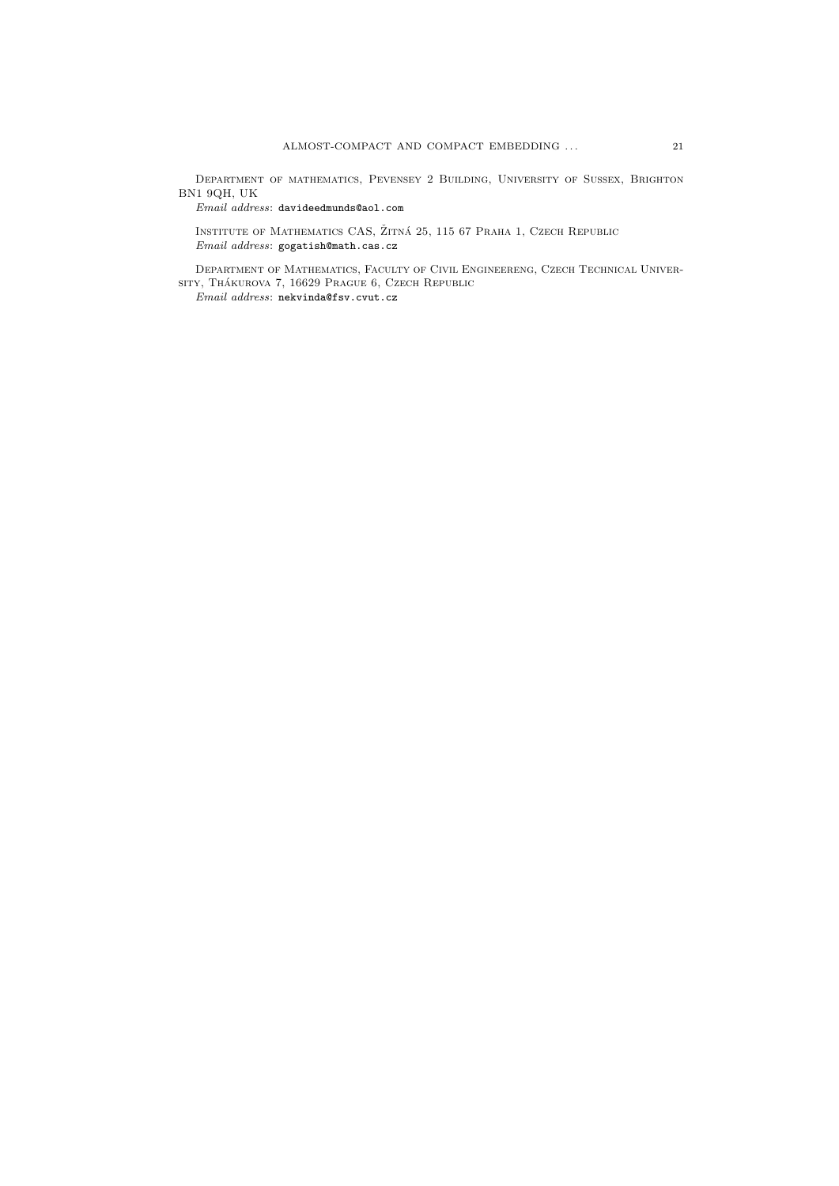Department of mathematics, Pevensey 2 Building, University of Sussex, Brighton BN1 9QH, UK

*Email address*: davideedmunds@aol.com

Institute of Mathematics CAS, Žitná 25, 115 67 Praha 1, Czech Republic

*Email address*: gogatish@math.cas.cz

Department of Mathematics, Faculty of Civil Engineereng, Czech Technical University, Thákurova 7, 16629 Prague 6, Czech Republic

*Email address*: nekvinda@fsv.cvut.cz